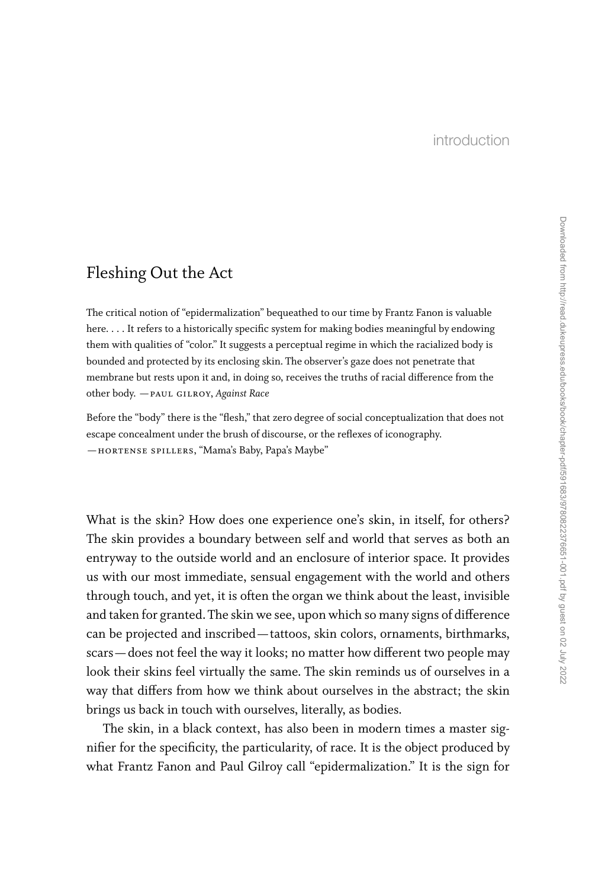introduction

# Fleshing Out the Act

The critical notion of "epidermalization" bequeathed to our time by Frantz Fanon is valuable here. . . . It refers to a historically specific system for making bodies meaningful by endowing them with qualities of "color." It suggests a perceptual regime in which the racialized body is bounded and protected by its enclosing skin. The observer's gaze does not penetrate that membrane but rests upon it and, in doing so, receives the truths of racial difference from the other body. —PAUL GILROY, *Against Race*

Before the "body" there is the "flesh," that zero degree of social conceptualization that does not escape concealment under the brush of discourse, or the reflexes of iconography. —HORTENSE SPILLERS, "Mama's Baby, Papa's Maybe"

What is the skin? How does one experience one's skin, in itself, for others? The skin provides a boundary between self and world that serves as both an entryway to the outside world and an enclosure of interior space. It provides us with our most immediate, sensual engagement with the world and others through touch, and yet, it is often the organ we think about the least, invisible and taken for granted. The skin we see, upon which so many signs of difference can be projected and inscribed—tattoos, skin colors, ornaments, birthmarks, scars—does not feel the way it looks; no matter how different two people may look their skins feel virtually the same. The skin reminds us of ourselves in a way that differs from how we think about ourselves in the abstract; the skin brings us back in touch with ourselves, literally, as bodies.

The skin, in a black context, has also been in modern times a master signifier for the specificity, the particularity, of race. It is the object produced by what Frantz Fanon and Paul Gilroy call "epidermalization." It is the sign for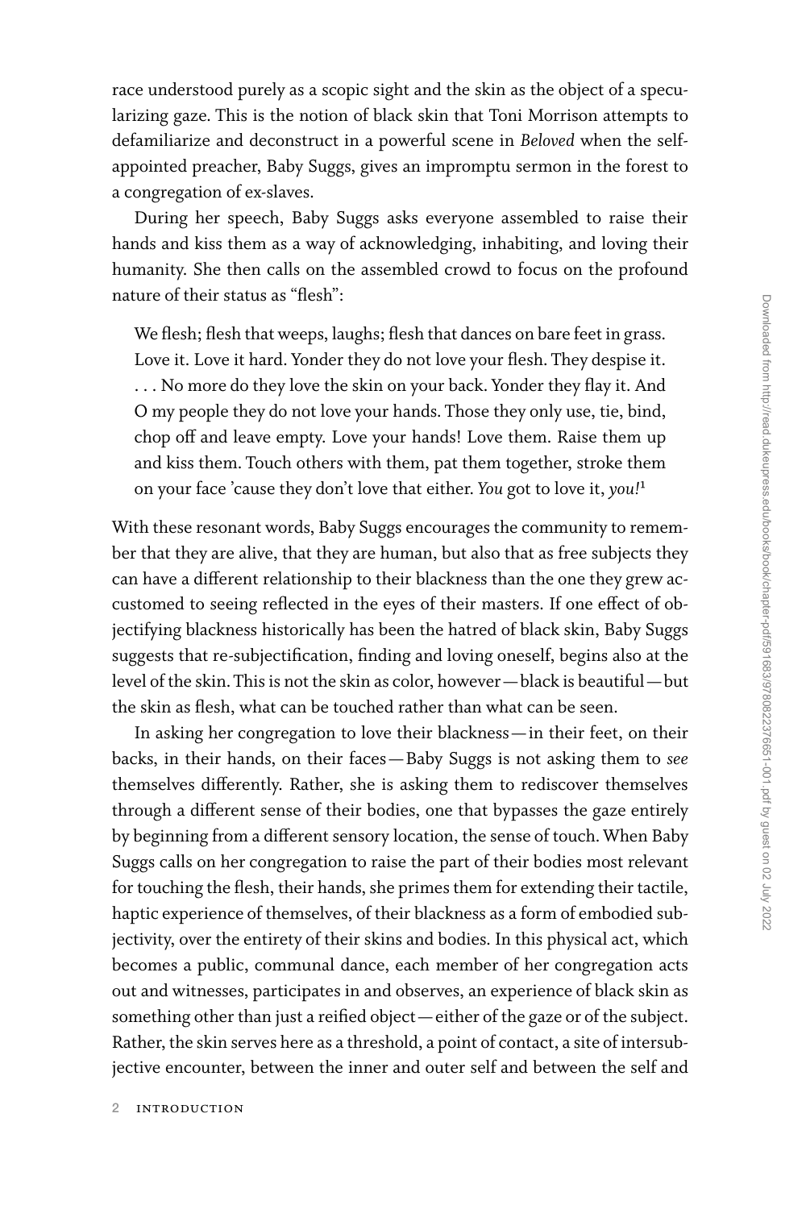race understood purely as a scopic sight and the skin as the object of a specularizing gaze. This is the notion of black skin that Toni Morrison attempts to defamiliarize and deconstruct in a powerful scene in *Beloved* when the self-appointed preacher, Baby Suggs, gives an impromptu sermon in the forest to a congregation of ex-slaves.

During her speech, Baby Suggs asks everyone assembled to raise their hands and kiss them as a way of acknowledging, inhabiting, and loving their humanity. She then calls on the assembled crowd to focus on the profound nature of their status as "flesh":

> We flesh; flesh that weeps, laughs; flesh that dances on bare feet in grass. Love it. Love it hard. Yonder they do not love your flesh. They despise it. . . . No more do they love the skin on your back. Yonder they flay it. And O my people they do not love your hands. Those they only use, tie, bind, chop off and leave empty. Love your hands! Love them. Raise them up and kiss them. Touch others with them, pat them together, stroke them on your face 'cause they don't love that either. *You* got to love it, *you!*[1]

With these resonant words, Baby Suggs encourages the community to remember that they are alive, that they are human, but also that as free subjects they can have a different relationship to their blackness than the one they grew accustomed to seeing reflected in the eyes of their masters. If one effect of objectifying blackness historically has been the hatred of black skin, Baby Suggs suggests that re-subjectification, finding and loving oneself, begins also at the level of the skin. This is not the skin as color, however—black is beautiful—but the skin as flesh, what can be touched rather than what can be seen.

In asking her congregation to love their blackness—in their feet, on their backs, in their hands, on their faces—Baby Suggs is not asking them to *see* themselves differently. Rather, she is asking them to rediscover themselves through a different sense of their bodies, one that bypasses the gaze entirely by beginning from a different sensory location, the sense of touch. When Baby Suggs calls on her congregation to raise the part of their bodies most relevant for touching the flesh, their hands, she primes them for extending their tactile, haptic experience of themselves, of their blackness as a form of embodied subjectivity, over the entirety of their skins and bodies. In this physical act, which becomes a public, communal dance, each member of her congregation acts out and witnesses, participates in and observes, an experience of black skin as something other than just a reified object—either of the gaze or of the subject. Rather, the skin serves here as a threshold, a point of contact, a site of intersubjective encounter, between the inner and outer self and between the self and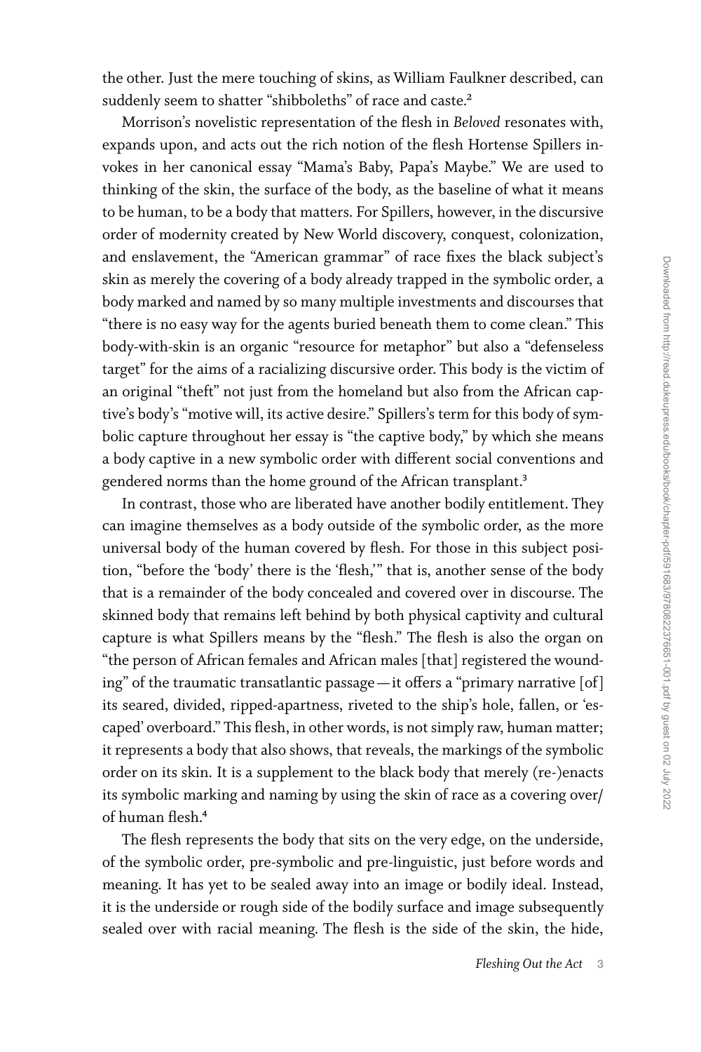the other. Just the mere touching of skins, as William Faulkner described, can suddenly seem to shatter "shibboleths" of race and caste.[2]

Morrison's novelistic representation of the flesh in *Beloved* resonates with, expands upon, and acts out the rich notion of the flesh Hortense Spillers invokes in her canonical essay "Mama's Baby, Papa's Maybe." We are used to thinking of the skin, the surface of the body, as the baseline of what it means to be human, to be a body that matters. For Spillers, however, in the discursive order of modernity created by New World discovery, conquest, colonization, and enslavement, the "American grammar" of race fixes the black subject's skin as merely the covering of a body already trapped in the symbolic order, a body marked and named by so many multiple investments and discourses that "there is no easy way for the agents buried beneath them to come clean." This body-with-skin is an organic "resource for metaphor" but also a "defenseless target" for the aims of a racializing discursive order. This body is the victim of an original "theft" not just from the homeland but also from the African captive's body's "motive will, its active desire." Spillers's term for this body of symbolic capture throughout her essay is "the captive body," by which she means a body captive in a new symbolic order with different social conventions and gendered norms than the home ground of the African transplant.[3]

In contrast, those who are liberated have another bodily entitlement. They can imagine themselves as a body outside of the symbolic order, as the more universal body of the human covered by flesh. For those in this subject position, "before the 'body' there is the 'flesh,'" that is, another sense of the body that is a remainder of the body concealed and covered over in discourse. The skinned body that remains left behind by both physical captivity and cultural capture is what Spillers means by the "flesh." The flesh is also the organ on "the person of African females and African males [that] registered the wounding" of the traumatic transatlantic passage—it offers a "primary narrative [of] its seared, divided, ripped-apartness, riveted to the ship's hole, fallen, or 'escaped' overboard." This flesh, in other words, is not simply raw, human matter; it represents a body that also shows, that reveals, the markings of the symbolic order on its skin. It is a supplement to the black body that merely (re-)enacts its symbolic marking and naming by using the skin of race as a covering over/of human flesh.[4]

The flesh represents the body that sits on the very edge, on the underside, of the symbolic order, pre-symbolic and pre-linguistic, just before words and meaning. It has yet to be sealed away into an image or bodily ideal. Instead, it is the underside or rough side of the bodily surface and image subsequently sealed over with racial meaning. The flesh is the side of the skin, the hide,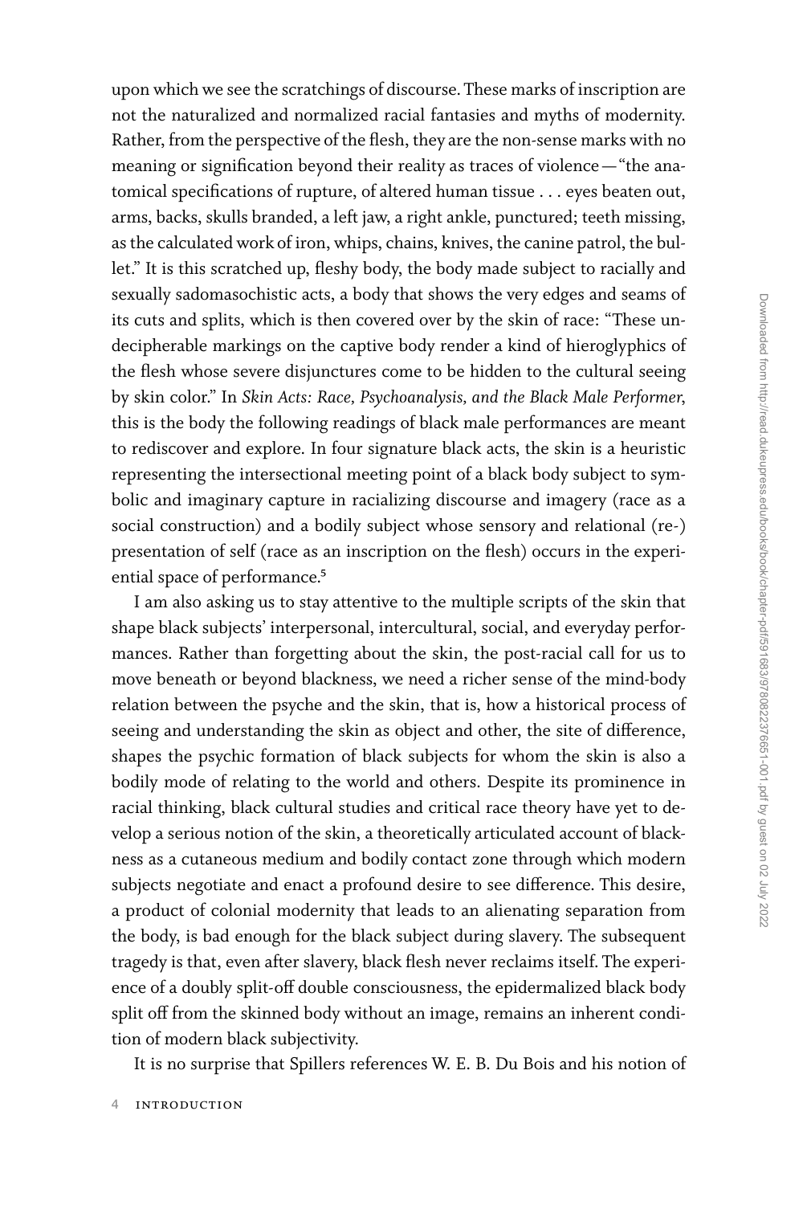upon which we see the scratchings of discourse. These marks of inscription are not the naturalized and normalized racial fantasies and myths of modernity. Rather, from the perspective of the flesh, they are the non-sense marks with no meaning or signification beyond their reality as traces of violence—"the anatomical specifications of rupture, of altered human tissue . . . eyes beaten out, arms, backs, skulls branded, a left jaw, a right ankle, punctured; teeth missing, as the calculated work of iron, whips, chains, knives, the canine patrol, the bullet." It is this scratched up, fleshy body, the body made subject to racially and sexually sadomasochistic acts, a body that shows the very edges and seams of its cuts and splits, which is then covered over by the skin of race: "These undecipherable markings on the captive body render a kind of hieroglyphics of the flesh whose severe disjunctures come to be hidden to the cultural seeing by skin color." In *Skin Acts: Race, Psychoanalysis, and the Black Male Performer*, this is the body the following readings of black male performances are meant to rediscover and explore. In four signature black acts, the skin is a heuristic representing the intersectional meeting point of a black body subject to symbolic and imaginary capture in racializing discourse and imagery (race as a social construction) and a bodily subject whose sensory and relational (re-)presentation of self (race as an inscription on the flesh) occurs in the experiential space of performance.[5]

I am also asking us to stay attentive to the multiple scripts of the skin that shape black subjects' interpersonal, intercultural, social, and everyday performances. Rather than forgetting about the skin, the post-racial call for us to move beneath or beyond blackness, we need a richer sense of the mind-body relation between the psyche and the skin, that is, how a historical process of seeing and understanding the skin as object and other, the site of difference, shapes the psychic formation of black subjects for whom the skin is also a bodily mode of relating to the world and others. Despite its prominence in racial thinking, black cultural studies and critical race theory have yet to develop a serious notion of the skin, a theoretically articulated account of blackness as a cutaneous medium and bodily contact zone through which modern subjects negotiate and enact a profound desire to see difference. This desire, a product of colonial modernity that leads to an alienating separation from the body, is bad enough for the black subject during slavery. The subsequent tragedy is that, even after slavery, black flesh never reclaims itself. The experience of a doubly split-off double consciousness, the epidermalized black body split off from the skinned body without an image, remains an inherent condition of modern black subjectivity.

It is no surprise that Spillers references W. E. B. Du Bois and his notion of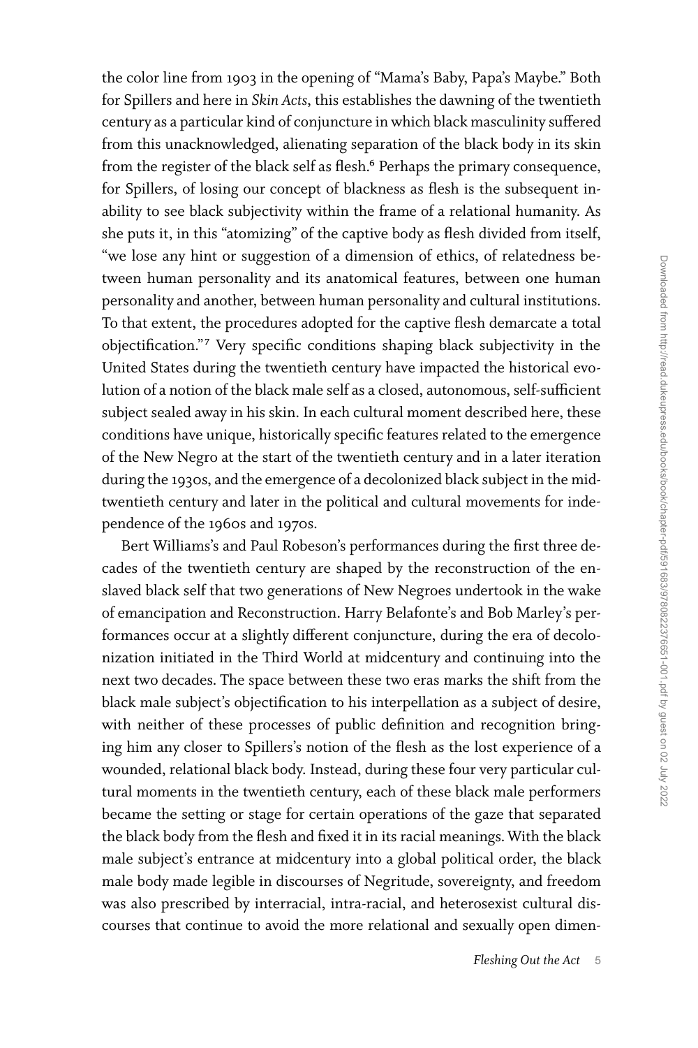the color line from 1903 in the opening of "Mama's Baby, Papa's Maybe." Both for Spillers and here in *Skin Acts*, this establishes the dawning of the twentieth century as a particular kind of conjuncture in which black masculinity suffered from this unacknowledged, alienating separation of the black body in its skin from the register of the black self as flesh.[6] Perhaps the primary consequence, for Spillers, of losing our concept of blackness as flesh is the subsequent inability to see black subjectivity within the frame of a relational humanity. As she puts it, in this "atomizing" of the captive body as flesh divided from itself, "we lose any hint or suggestion of a dimension of ethics, of relatedness between human personality and its anatomical features, between one human personality and another, between human personality and cultural institutions. To that extent, the procedures adopted for the captive flesh demarcate a total objectification."[7] Very specific conditions shaping black subjectivity in the United States during the twentieth century have impacted the historical evolution of a notion of the black male self as a closed, autonomous, self-sufficient subject sealed away in his skin. In each cultural moment described here, these conditions have unique, historically specific features related to the emergence of the New Negro at the start of the twentieth century and in a later iteration during the 1930s, and the emergence of a decolonized black subject in the mid-twentieth century and later in the political and cultural movements for independence of the 1960s and 1970s.

Bert Williams's and Paul Robeson's performances during the first three decades of the twentieth century are shaped by the reconstruction of the enslaved black self that two generations of New Negroes undertook in the wake of emancipation and Reconstruction. Harry Belafonte's and Bob Marley's performances occur at a slightly different conjuncture, during the era of decolonization initiated in the Third World at midcentury and continuing into the next two decades. The space between these two eras marks the shift from the black male subject's objectification to his interpellation as a subject of desire, with neither of these processes of public definition and recognition bringing him any closer to Spillers's notion of the flesh as the lost experience of a wounded, relational black body. Instead, during these four very particular cultural moments in the twentieth century, each of these black male performers became the setting or stage for certain operations of the gaze that separated the black body from the flesh and fixed it in its racial meanings. With the black male subject's entrance at midcentury into a global political order, the black male body made legible in discourses of Negritude, sovereignty, and freedom was also prescribed by interracial, intra-racial, and heterosexist cultural discourses that continue to avoid the more relational and sexually open dimen-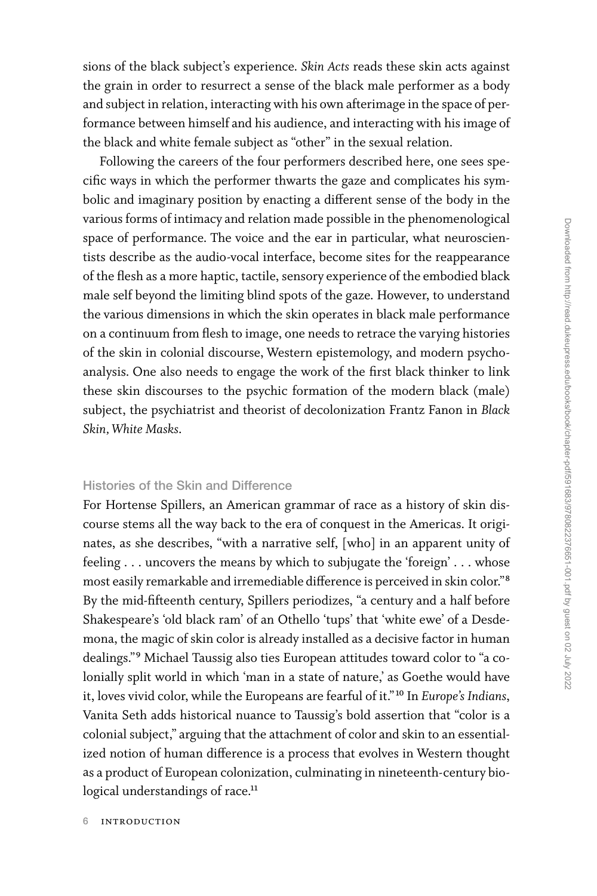sions of the black subject's experience. *Skin Acts* reads these skin acts against the grain in order to resurrect a sense of the black male performer as a body and subject in relation, interacting with his own afterimage in the space of performance between himself and his audience, and interacting with his image of the black and white female subject as "other" in the sexual relation.

Following the careers of the four performers described here, one sees specific ways in which the performer thwarts the gaze and complicates his symbolic and imaginary position by enacting a different sense of the body in the various forms of intimacy and relation made possible in the phenomenological space of performance. The voice and the ear in particular, what neuroscientists describe as the audio-vocal interface, become sites for the reappearance of the flesh as a more haptic, tactile, sensory experience of the embodied black male self beyond the limiting blind spots of the gaze. However, to understand the various dimensions in which the skin operates in black male performance on a continuum from flesh to image, one needs to retrace the varying histories of the skin in colonial discourse, Western epistemology, and modern psychoanalysis. One also needs to engage the work of the first black thinker to link these skin discourses to the psychic formation of the modern black (male) subject, the psychiatrist and theorist of decolonization Frantz Fanon in *Black Skin, White Masks*.

## Histories of the Skin and Difference

For Hortense Spillers, an American grammar of race as a history of skin discourse stems all the way back to the era of conquest in the Americas. It originates, as she describes, "with a narrative self, [who] in an apparent unity of feeling . . . uncovers the means by which to subjugate the 'foreign' . . . whose most easily remarkable and irremediable difference is perceived in skin color."[8] By the mid-fifteenth century, Spillers periodizes, "a century and a half before Shakespeare's 'old black ram' of an Othello 'tups' that 'white ewe' of a Desdemona, the magic of skin color is already installed as a decisive factor in human dealings."[9] Michael Taussig also ties European attitudes toward color to "a colonially split world in which 'man in a state of nature,' as Goethe would have it, loves vivid color, while the Europeans are fearful of it."[10] In *Europe's Indians*, Vanita Seth adds historical nuance to Taussig's bold assertion that "color is a colonial subject," arguing that the attachment of color and skin to an essentialized notion of human difference is a process that evolves in Western thought as a product of European colonization, culminating in nineteenth-century biological understandings of race.[11]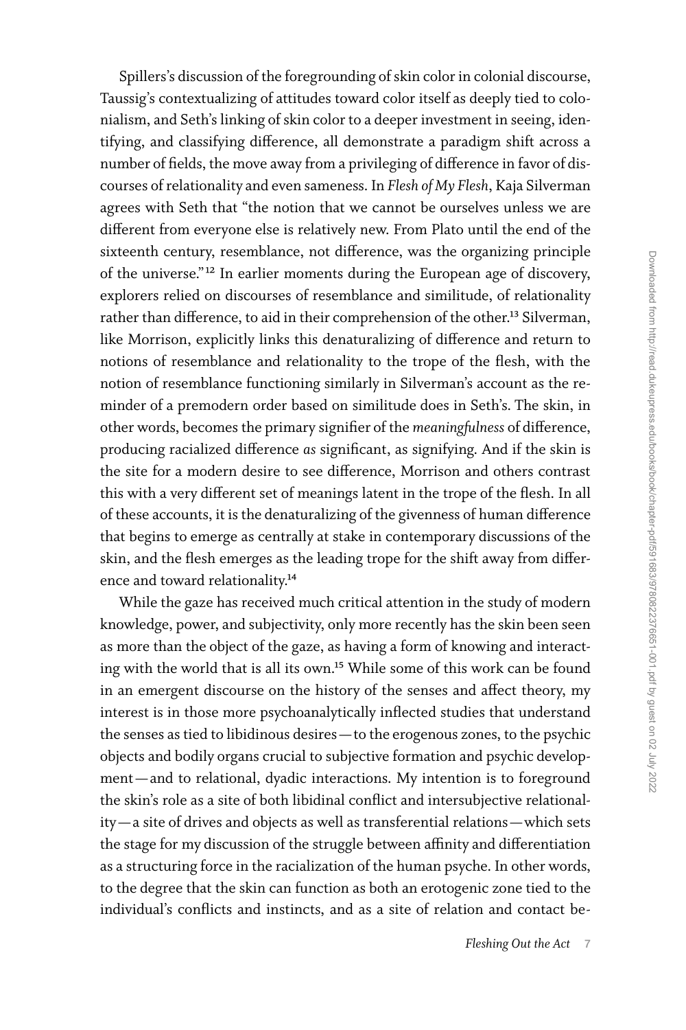Spillers's discussion of the foregrounding of skin color in colonial discourse, Taussig's contextualizing of attitudes toward color itself as deeply tied to colonialism, and Seth's linking of skin color to a deeper investment in seeing, identifying, and classifying difference, all demonstrate a paradigm shift across a number of fields, the move away from a privileging of difference in favor of discourses of relationality and even sameness. In *Flesh of My Flesh*, Kaja Silverman agrees with Seth that "the notion that we cannot be ourselves unless we are different from everyone else is relatively new. From Plato until the end of the sixteenth century, resemblance, not difference, was the organizing principle of the universe."[12] In earlier moments during the European age of discovery, explorers relied on discourses of resemblance and similitude, of relationality rather than difference, to aid in their comprehension of the other.[13] Silverman, like Morrison, explicitly links this denaturalizing of difference and return to notions of resemblance and relationality to the trope of the flesh, with the notion of resemblance functioning similarly in Silverman's account as the reminder of a premodern order based on similitude does in Seth's. The skin, in other words, becomes the primary signifier of the *meaningfulness* of difference, producing racialized difference *as* significant, as signifying. And if the skin is the site for a modern desire to see difference, Morrison and others contrast this with a very different set of meanings latent in the trope of the flesh. In all of these accounts, it is the denaturalizing of the givenness of human difference that begins to emerge as centrally at stake in contemporary discussions of the skin, and the flesh emerges as the leading trope for the shift away from difference and toward relationality.[14]

While the gaze has received much critical attention in the study of modern knowledge, power, and subjectivity, only more recently has the skin been seen as more than the object of the gaze, as having a form of knowing and interacting with the world that is all its own.[15] While some of this work can be found in an emergent discourse on the history of the senses and affect theory, my interest is in those more psychoanalytically inflected studies that understand the senses as tied to libidinous desires—to the erogenous zones, to the psychic objects and bodily organs crucial to subjective formation and psychic development—and to relational, dyadic interactions. My intention is to foreground the skin's role as a site of both libidinal conflict and intersubjective relationality—a site of drives and objects as well as transferential relations—which sets the stage for my discussion of the struggle between affinity and differentiation as a structuring force in the racialization of the human psyche. In other words, to the degree that the skin can function as both an erotogenic zone tied to the individual's conflicts and instincts, and as a site of relation and contact be-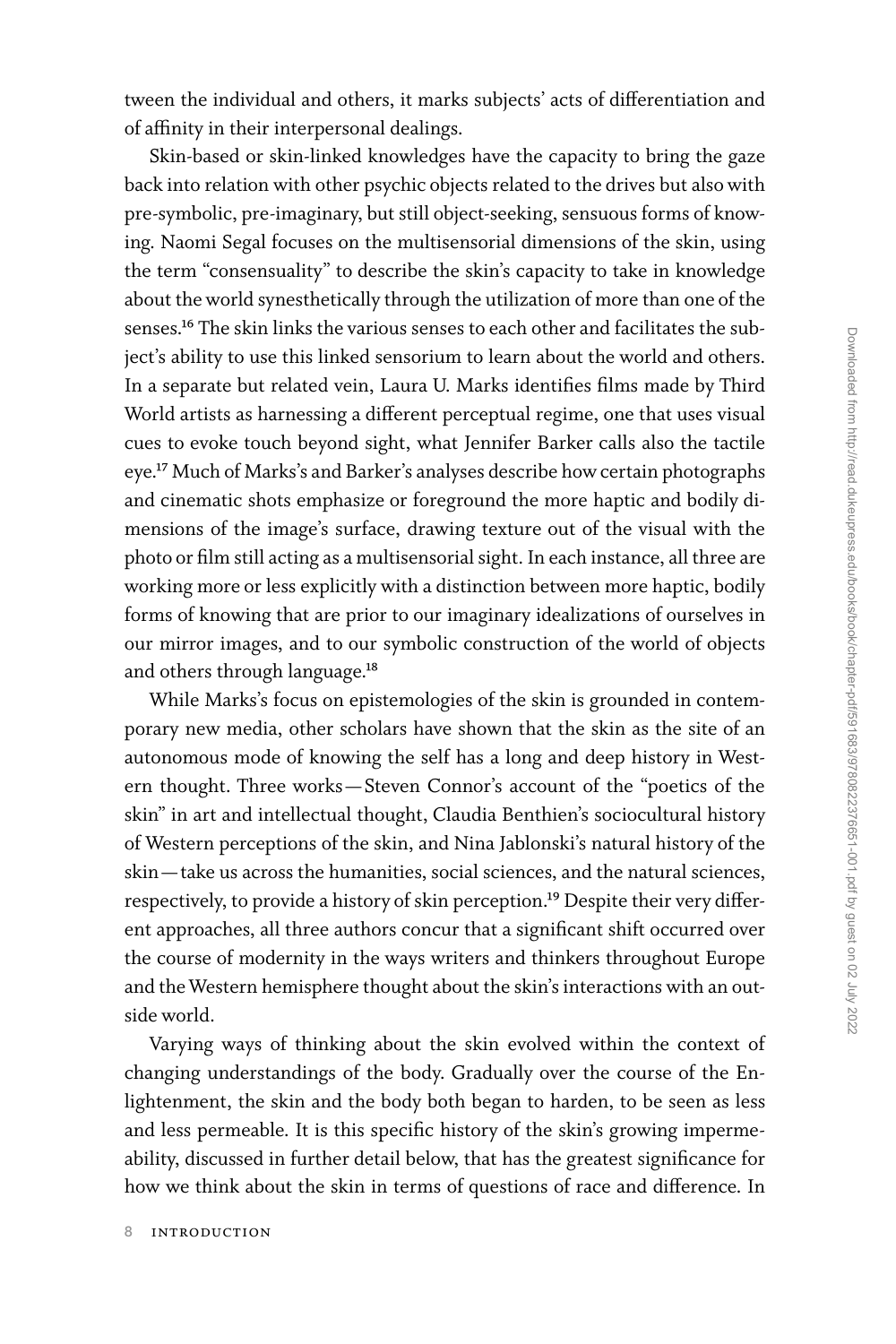tween the individual and others, it marks subjects' acts of differentiation and of affinity in their interpersonal dealings.

Skin-based or skin-linked knowledges have the capacity to bring the gaze back into relation with other psychic objects related to the drives but also with pre-symbolic, pre-imaginary, but still object-seeking, sensuous forms of knowing. Naomi Segal focuses on the multisensorial dimensions of the skin, using the term "consensuality" to describe the skin's capacity to take in knowledge about the world synesthetically through the utilization of more than one of the senses.[16] The skin links the various senses to each other and facilitates the subject's ability to use this linked sensorium to learn about the world and others. In a separate but related vein, Laura U. Marks identifies films made by Third World artists as harnessing a different perceptual regime, one that uses visual cues to evoke touch beyond sight, what Jennifer Barker calls also the tactile eye.[17] Much of Marks's and Barker's analyses describe how certain photographs and cinematic shots emphasize or foreground the more haptic and bodily dimensions of the image's surface, drawing texture out of the visual with the photo or film still acting as a multisensorial sight. In each instance, all three are working more or less explicitly with a distinction between more haptic, bodily forms of knowing that are prior to our imaginary idealizations of ourselves in our mirror images, and to our symbolic construction of the world of objects and others through language.[18]

While Marks's focus on epistemologies of the skin is grounded in contemporary new media, other scholars have shown that the skin as the site of an autonomous mode of knowing the self has a long and deep history in Western thought. Three works—Steven Connor's account of the "poetics of the skin" in art and intellectual thought, Claudia Benthien's sociocultural history of Western perceptions of the skin, and Nina Jablonski's natural history of the skin—take us across the humanities, social sciences, and the natural sciences, respectively, to provide a history of skin perception.[19] Despite their very different approaches, all three authors concur that a significant shift occurred over the course of modernity in the ways writers and thinkers throughout Europe and the Western hemisphere thought about the skin's interactions with an outside world.

Varying ways of thinking about the skin evolved within the context of changing understandings of the body. Gradually over the course of the Enlightenment, the skin and the body both began to harden, to be seen as less and less permeable. It is this specific history of the skin's growing impermeability, discussed in further detail below, that has the greatest significance for how we think about the skin in terms of questions of race and difference. In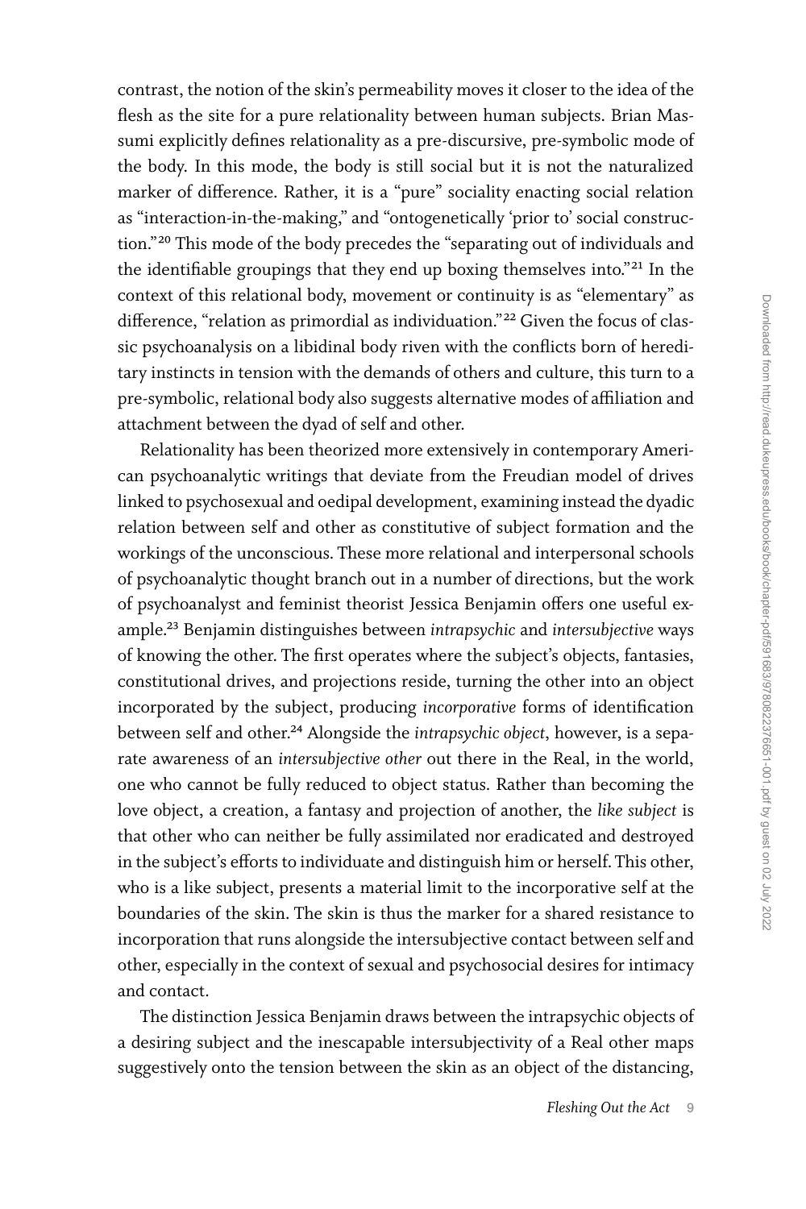contrast, the notion of the skin's permeability moves it closer to the idea of the flesh as the site for a pure relationality between human subjects. Brian Massumi explicitly defines relationality as a pre-discursive, pre-symbolic mode of the body. In this mode, the body is still social but it is not the naturalized marker of difference. Rather, it is a "pure" sociality enacting social relation as "interaction-in-the-making," and "ontogenetically 'prior to' social construction."[20] This mode of the body precedes the "separating out of individuals and the identifiable groupings that they end up boxing themselves into."[21] In the context of this relational body, movement or continuity is as "elementary" as difference, "relation as primordial as individuation."[22] Given the focus of classic psychoanalysis on a libidinal body riven with the conflicts born of hereditary instincts in tension with the demands of others and culture, this turn to a pre-symbolic, relational body also suggests alternative modes of affiliation and attachment between the dyad of self and other.

Relationality has been theorized more extensively in contemporary American psychoanalytic writings that deviate from the Freudian model of drives linked to psychosexual and oedipal development, examining instead the dyadic relation between self and other as constitutive of subject formation and the workings of the unconscious. These more relational and interpersonal schools of psychoanalytic thought branch out in a number of directions, but the work of psychoanalyst and feminist theorist Jessica Benjamin offers one useful example.[23] Benjamin distinguishes between *intrapsychic* and *intersubjective* ways of knowing the other. The first operates where the subject's objects, fantasies, constitutional drives, and projections reside, turning the other into an object incorporated by the subject, producing *incorporative* forms of identification between self and other.[24] Alongside the *intrapsychic object*, however, is a separate awareness of an *intersubjective other* out there in the Real, in the world, one who cannot be fully reduced to object status. Rather than becoming the love object, a creation, a fantasy and projection of another, the *like subject* is that other who can neither be fully assimilated nor eradicated and destroyed in the subject's efforts to individuate and distinguish him or herself. This other, who is a like subject, presents a material limit to the incorporative self at the boundaries of the skin. The skin is thus the marker for a shared resistance to incorporation that runs alongside the intersubjective contact between self and other, especially in the context of sexual and psychosocial desires for intimacy and contact.

The distinction Jessica Benjamin draws between the intrapsychic objects of a desiring subject and the inescapable intersubjectivity of a Real other maps suggestively onto the tension between the skin as an object of the distancing,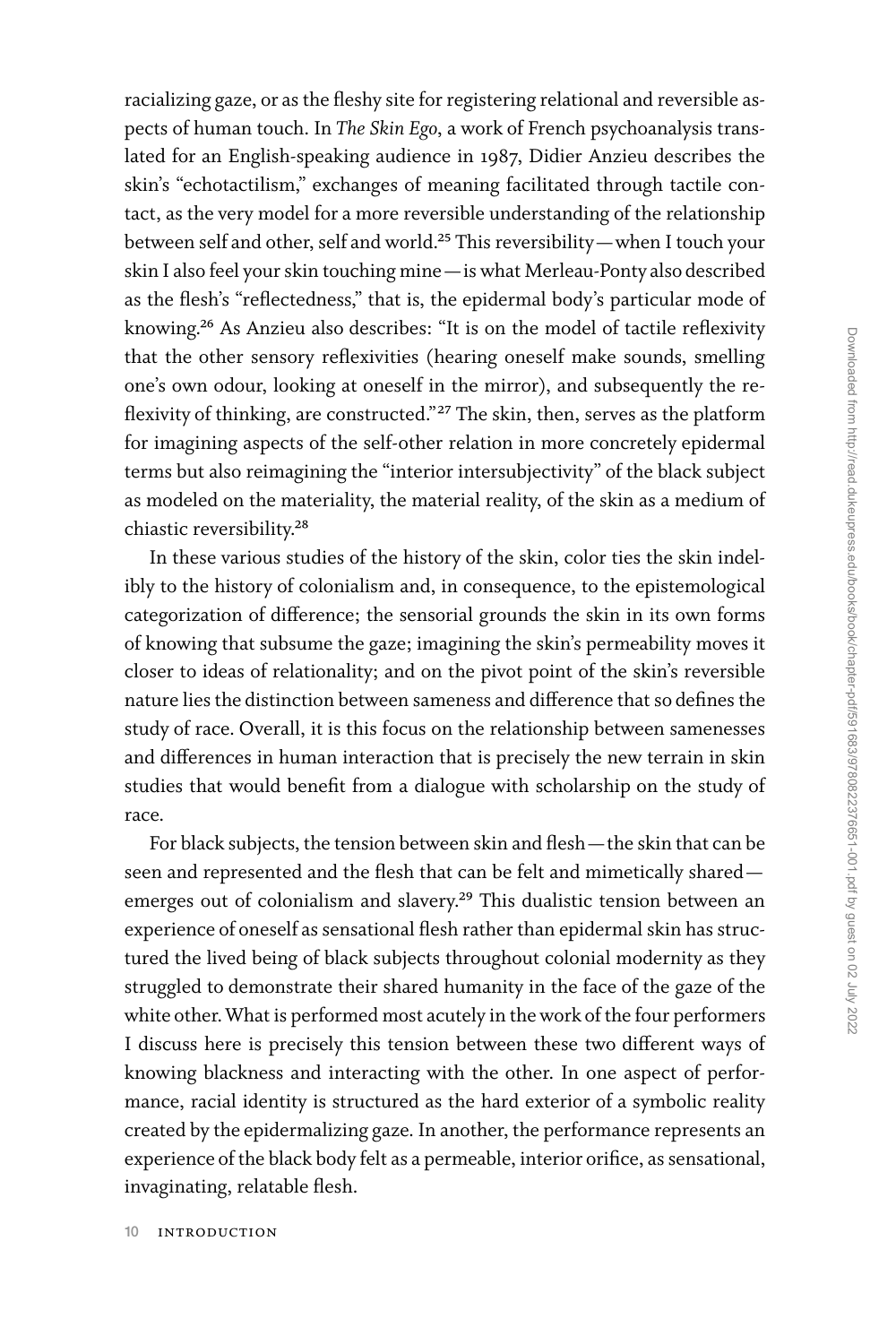racializing gaze, or as the fleshy site for registering relational and reversible aspects of human touch. In *The Skin Ego*, a work of French psychoanalysis translated for an English-speaking audience in 1987, Didier Anzieu describes the skin's "echotactilism," exchanges of meaning facilitated through tactile contact, as the very model for a more reversible understanding of the relationship between self and other, self and world.[25] This reversibility—when I touch your skin I also feel your skin touching mine—is what Merleau-Ponty also described as the flesh's "reflectedness," that is, the epidermal body's particular mode of knowing.[26] As Anzieu also describes: "It is on the model of tactile reflexivity that the other sensory reflexivities (hearing oneself make sounds, smelling one's own odour, looking at oneself in the mirror), and subsequently the reflexivity of thinking, are constructed."[27] The skin, then, serves as the platform for imagining aspects of the self-other relation in more concretely epidermal terms but also reimagining the "interior intersubjectivity" of the black subject as modeled on the materiality, the material reality, of the skin as a medium of chiastic reversibility.[28]

In these various studies of the history of the skin, color ties the skin indelibly to the history of colonialism and, in consequence, to the epistemological categorization of difference; the sensorial grounds the skin in its own forms of knowing that subsume the gaze; imagining the skin's permeability moves it closer to ideas of relationality; and on the pivot point of the skin's reversible nature lies the distinction between sameness and difference that so defines the study of race. Overall, it is this focus on the relationship between samenesses and differences in human interaction that is precisely the new terrain in skin studies that would benefit from a dialogue with scholarship on the study of race.

For black subjects, the tension between skin and flesh—the skin that can be seen and represented and the flesh that can be felt and mimetically shared—emerges out of colonialism and slavery.[29] This dualistic tension between an experience of oneself as sensational flesh rather than epidermal skin has structured the lived being of black subjects throughout colonial modernity as they struggled to demonstrate their shared humanity in the face of the gaze of the white other. What is performed most acutely in the work of the four performers I discuss here is precisely this tension between these two different ways of knowing blackness and interacting with the other. In one aspect of performance, racial identity is structured as the hard exterior of a symbolic reality created by the epidermalizing gaze. In another, the performance represents an experience of the black body felt as a permeable, interior orifice, as sensational, invaginating, relatable flesh.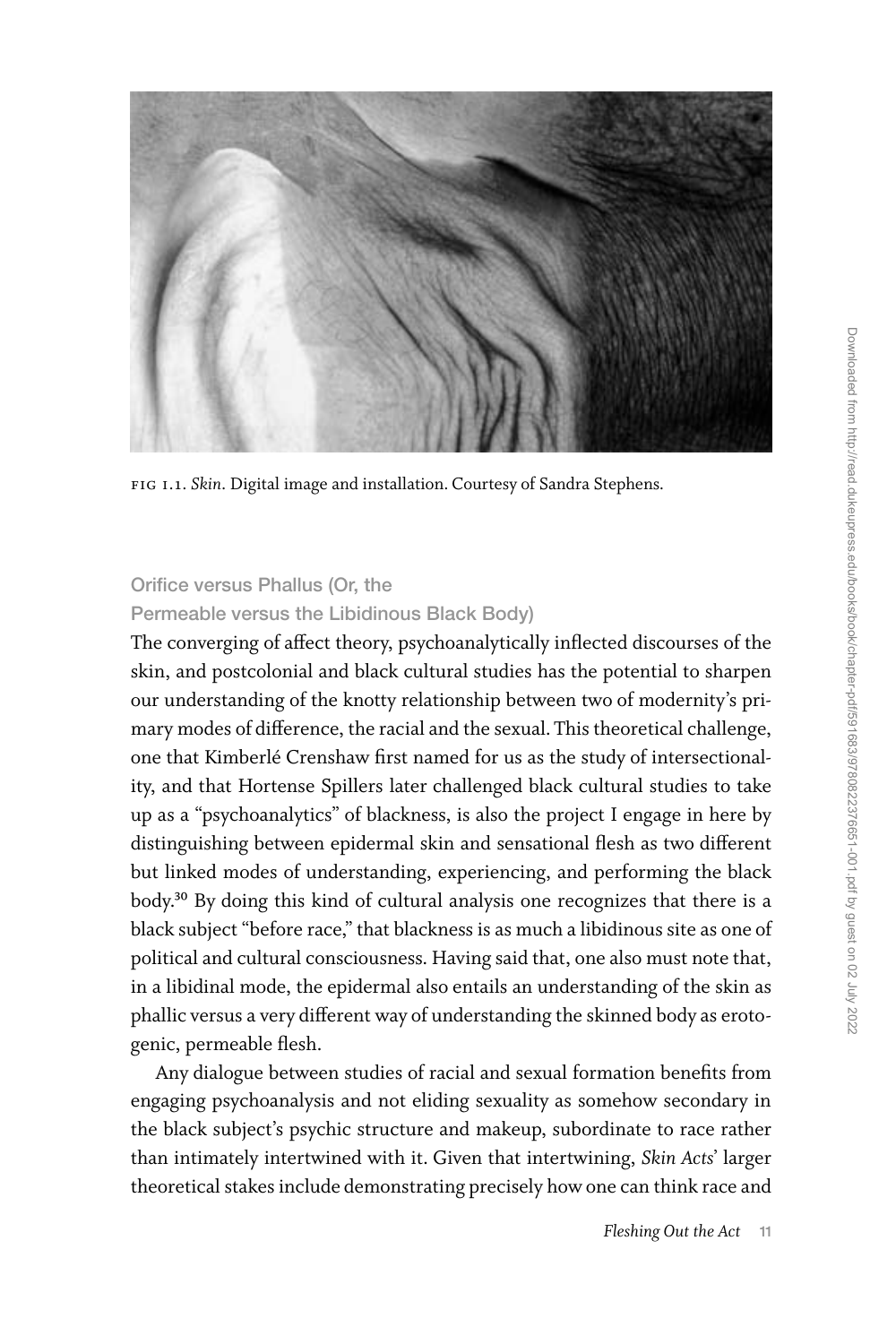FIG I.1. *Skin*. Digital image and installation. Courtesy of Sandra Stephens.

### Orifice versus Phallus (Or, the Permeable versus the Libidinous Black Body)

The converging of affect theory, psychoanalytically inflected discourses of the skin, and postcolonial and black cultural studies has the potential to sharpen our understanding of the knotty relationship between two of modernity's primary modes of difference, the racial and the sexual. This theoretical challenge, one that Kimberlé Crenshaw first named for us as the study of intersectionality, and that Hortense Spillers later challenged black cultural studies to take up as a "psychoanalytics" of blackness, is also the project I engage in here by distinguishing between epidermal skin and sensational flesh as two different but linked modes of understanding, experiencing, and performing the black body.[30] By doing this kind of cultural analysis one recognizes that there is a black subject "before race," that blackness is as much a libidinous site as one of political and cultural consciousness. Having said that, one also must note that, in a libidinal mode, the epidermal also entails an understanding of the skin as phallic versus a very different way of understanding the skinned body as erotogenic, permeable flesh.

Any dialogue between studies of racial and sexual formation benefits from engaging psychoanalysis and not eliding sexuality as somehow secondary in the black subject's psychic structure and makeup, subordinate to race rather than intimately intertwined with it. Given that intertwining, *Skin Acts*' larger theoretical stakes include demonstrating precisely how one can think race and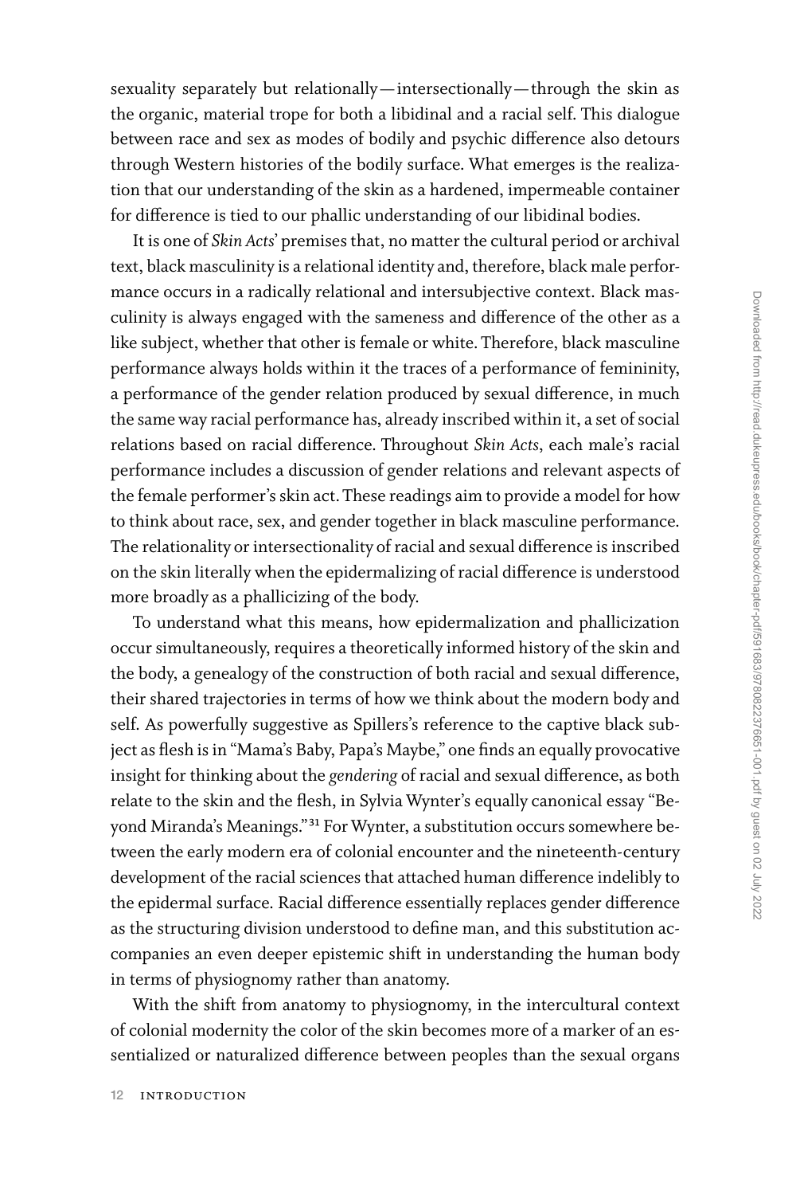sexuality separately but relationally—intersectionally—through the skin as the organic, material trope for both a libidinal and a racial self. This dialogue between race and sex as modes of bodily and psychic difference also detours through Western histories of the bodily surface. What emerges is the realization that our understanding of the skin as a hardened, impermeable container for difference is tied to our phallic understanding of our libidinal bodies.

It is one of *Skin Acts*' premises that, no matter the cultural period or archival text, black masculinity is a relational identity and, therefore, black male performance occurs in a radically relational and intersubjective context. Black masculinity is always engaged with the sameness and difference of the other as a like subject, whether that other is female or white. Therefore, black masculine performance always holds within it the traces of a performance of femininity, a performance of the gender relation produced by sexual difference, in much the same way racial performance has, already inscribed within it, a set of social relations based on racial difference. Throughout *Skin Acts*, each male's racial performance includes a discussion of gender relations and relevant aspects of the female performer's skin act. These readings aim to provide a model for how to think about race, sex, and gender together in black masculine performance. The relationality or intersectionality of racial and sexual difference is inscribed on the skin literally when the epidermalizing of racial difference is understood more broadly as a phallicizing of the body.

To understand what this means, how epidermalization and phallicization occur simultaneously, requires a theoretically informed history of the skin and the body, a genealogy of the construction of both racial and sexual difference, their shared trajectories in terms of how we think about the modern body and self. As powerfully suggestive as Spillers's reference to the captive black subject as flesh is in "Mama's Baby, Papa's Maybe," one finds an equally provocative insight for thinking about the *gendering* of racial and sexual difference, as both relate to the skin and the flesh, in Sylvia Wynter's equally canonical essay "Beyond Miranda's Meanings."[31] For Wynter, a substitution occurs somewhere between the early modern era of colonial encounter and the nineteenth-century development of the racial sciences that attached human difference indelibly to the epidermal surface. Racial difference essentially replaces gender difference as the structuring division understood to define man, and this substitution accompanies an even deeper epistemic shift in understanding the human body in terms of physiognomy rather than anatomy.

With the shift from anatomy to physiognomy, in the intercultural context of colonial modernity the color of the skin becomes more of a marker of an essentialized or naturalized difference between peoples than the sexual organs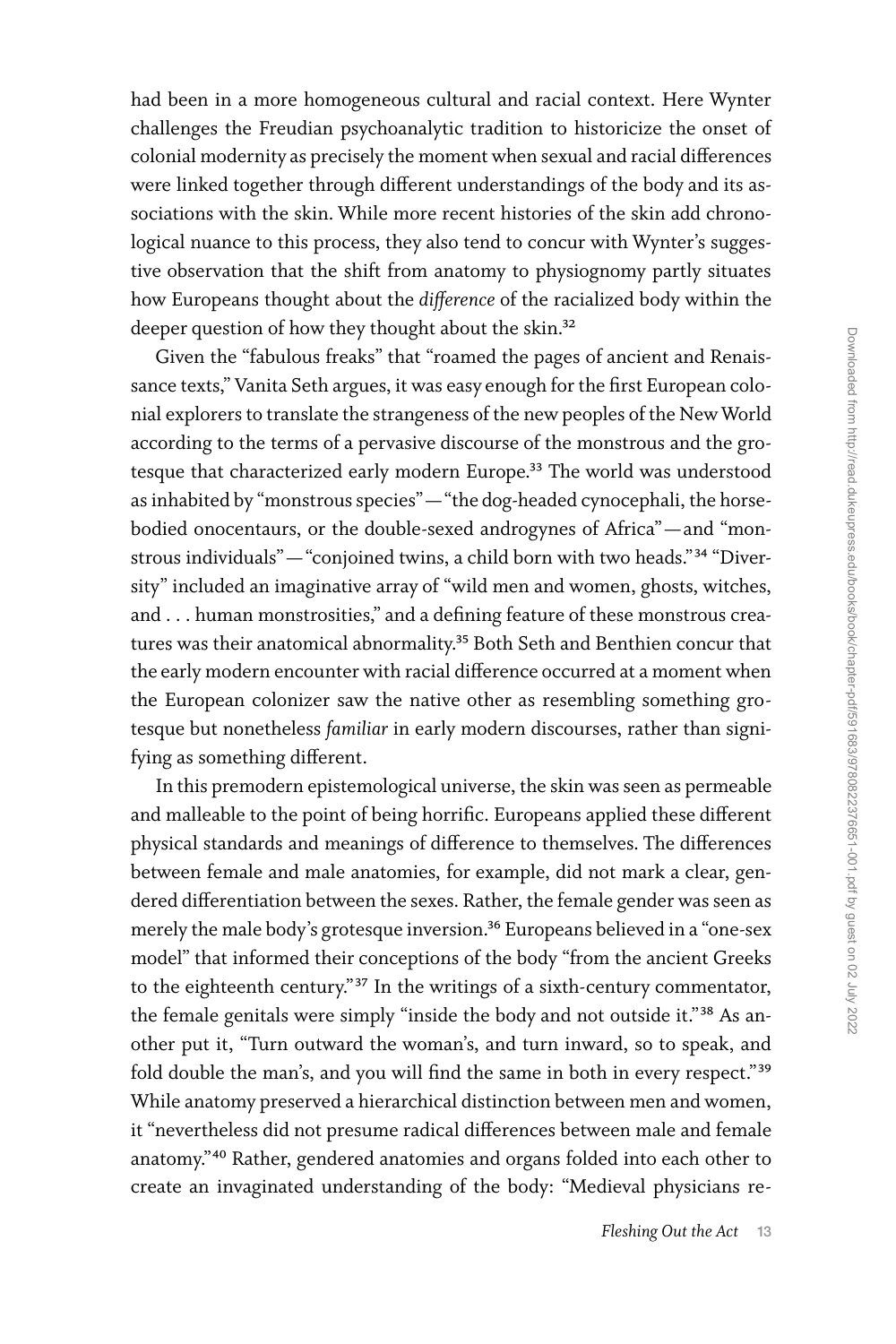had been in a more homogeneous cultural and racial context. Here Wynter challenges the Freudian psychoanalytic tradition to historicize the onset of colonial modernity as precisely the moment when sexual and racial differences were linked together through different understandings of the body and its associations with the skin. While more recent histories of the skin add chronological nuance to this process, they also tend to concur with Wynter's suggestive observation that the shift from anatomy to physiognomy partly situates how Europeans thought about the *difference* of the racialized body within the deeper question of how they thought about the skin.[32]

Given the "fabulous freaks" that "roamed the pages of ancient and Renaissance texts," Vanita Seth argues, it was easy enough for the first European colonial explorers to translate the strangeness of the new peoples of the New World according to the terms of a pervasive discourse of the monstrous and the grotesque that characterized early modern Europe.[33] The world was understood as inhabited by "monstrous species"—"the dog-headed cynocephali, the horse-bodied onocentaurs, or the double-sexed androgynes of Africa"—and "monstrous individuals"—"conjoined twins, a child born with two heads."[34] "Diversity" included an imaginative array of "wild men and women, ghosts, witches, and . . . human monstrosities," and a defining feature of these monstrous creatures was their anatomical abnormality.[35] Both Seth and Benthien concur that the early modern encounter with racial difference occurred at a moment when the European colonizer saw the native other as resembling something grotesque but nonetheless *familiar* in early modern discourses, rather than signifying as something different.

In this premodern epistemological universe, the skin was seen as permeable and malleable to the point of being horrific. Europeans applied these different physical standards and meanings of difference to themselves. The differences between female and male anatomies, for example, did not mark a clear, gendered differentiation between the sexes. Rather, the female gender was seen as merely the male body's grotesque inversion.[36] Europeans believed in a "one-sex model" that informed their conceptions of the body "from the ancient Greeks to the eighteenth century."[37] In the writings of a sixth-century commentator, the female genitals were simply "inside the body and not outside it."[38] As another put it, "Turn outward the woman's, and turn inward, so to speak, and fold double the man's, and you will find the same in both in every respect."[39] While anatomy preserved a hierarchical distinction between men and women, it "nevertheless did not presume radical differences between male and female anatomy."[40] Rather, gendered anatomies and organs folded into each other to create an invaginated understanding of the body: "Medieval physicians re-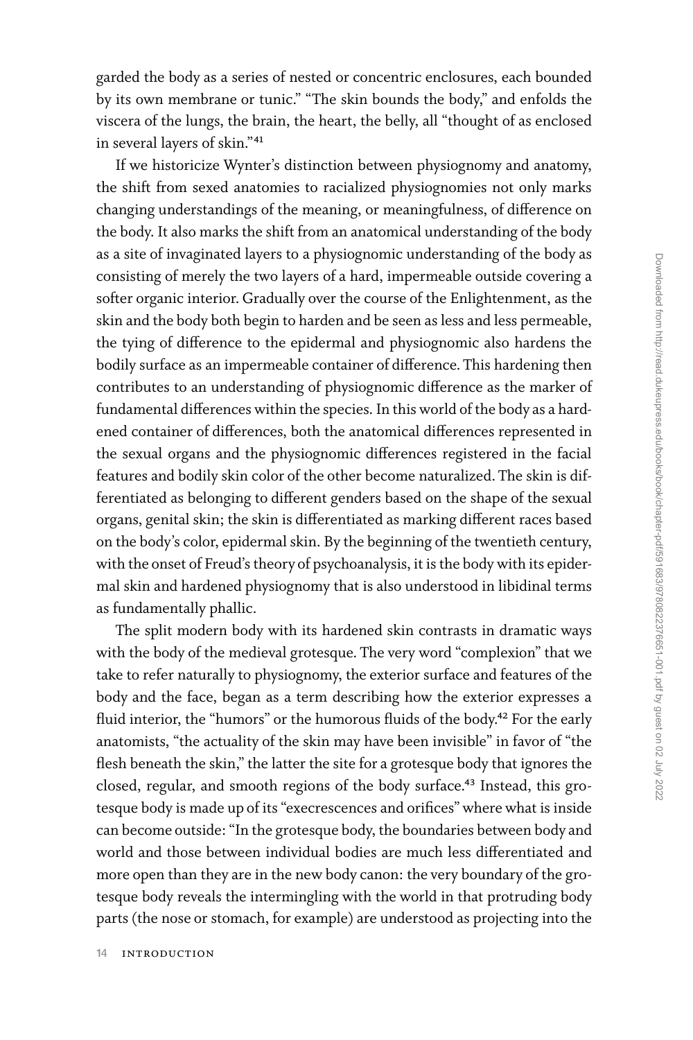garded the body as a series of nested or concentric enclosures, each bounded by its own membrane or tunic." "The skin bounds the body," and enfolds the viscera of the lungs, the brain, the heart, the belly, all "thought of as enclosed in several layers of skin."[41]

If we historicize Wynter's distinction between physiognomy and anatomy, the shift from sexed anatomies to racialized physiognomies not only marks changing understandings of the meaning, or meaningfulness, of difference on the body. It also marks the shift from an anatomical understanding of the body as a site of invaginated layers to a physiognomic understanding of the body as consisting of merely the two layers of a hard, impermeable outside covering a softer organic interior. Gradually over the course of the Enlightenment, as the skin and the body both begin to harden and be seen as less and less permeable, the tying of difference to the epidermal and physiognomic also hardens the bodily surface as an impermeable container of difference. This hardening then contributes to an understanding of physiognomic difference as the marker of fundamental differences within the species. In this world of the body as a hardened container of differences, both the anatomical differences represented in the sexual organs and the physiognomic differences registered in the facial features and bodily skin color of the other become naturalized. The skin is differentiated as belonging to different genders based on the shape of the sexual organs, genital skin; the skin is differentiated as marking different races based on the body's color, epidermal skin. By the beginning of the twentieth century, with the onset of Freud's theory of psychoanalysis, it is the body with its epidermal skin and hardened physiognomy that is also understood in libidinal terms as fundamentally phallic.

The split modern body with its hardened skin contrasts in dramatic ways with the body of the medieval grotesque. The very word "complexion" that we take to refer naturally to physiognomy, the exterior surface and features of the body and the face, began as a term describing how the exterior expresses a fluid interior, the "humors" or the humorous fluids of the body.[42] For the early anatomists, "the actuality of the skin may have been invisible" in favor of "the flesh beneath the skin," the latter the site for a grotesque body that ignores the closed, regular, and smooth regions of the body surface.[43] Instead, this grotesque body is made up of its "execrescences and orifices" where what is inside can become outside: "In the grotesque body, the boundaries between body and world and those between individual bodies are much less differentiated and more open than they are in the new body canon: the very boundary of the grotesque body reveals the intermingling with the world in that protruding body parts (the nose or stomach, for example) are understood as projecting into the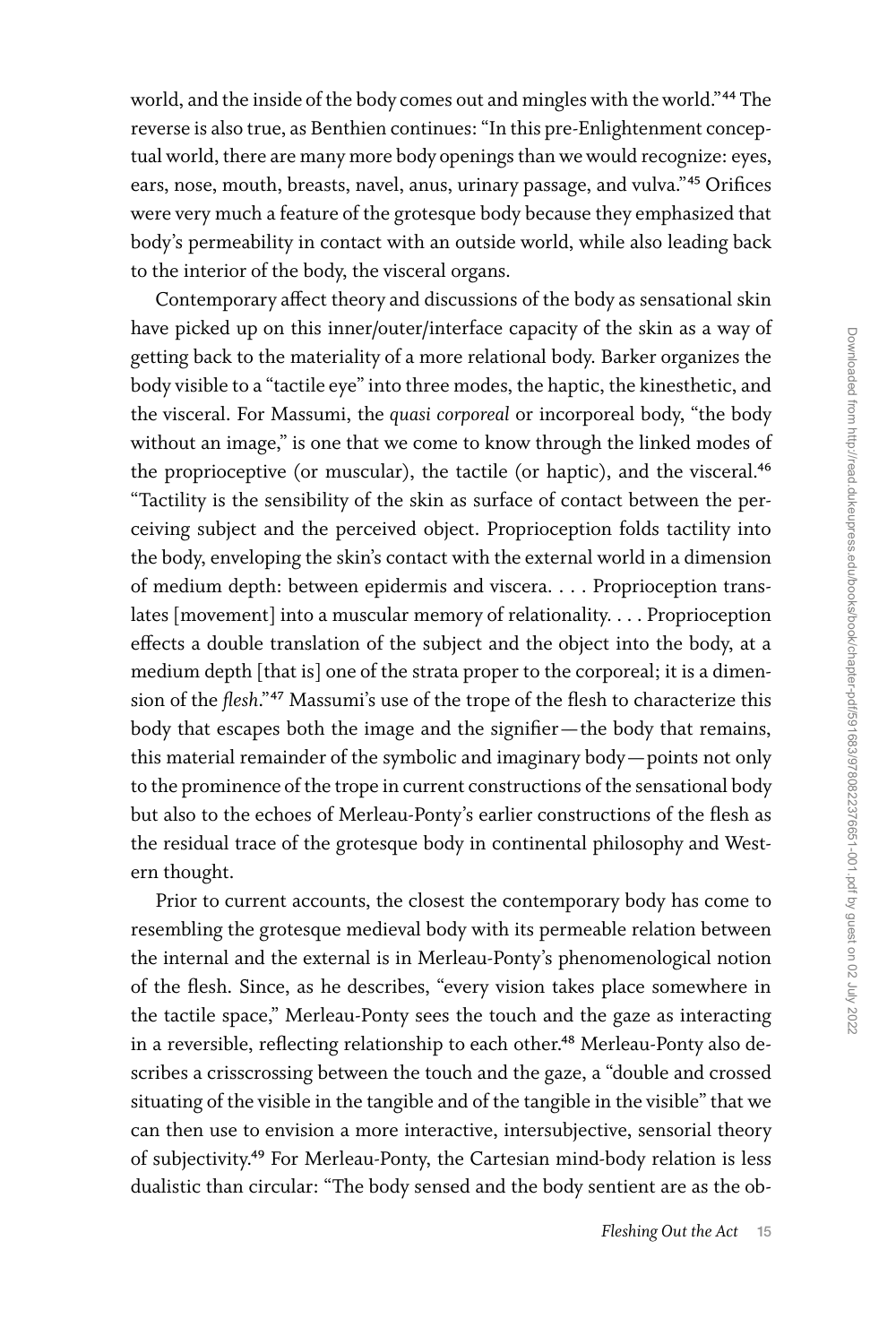world, and the inside of the body comes out and mingles with the world."[44] The reverse is also true, as Benthien continues: "In this pre-Enlightenment conceptual world, there are many more body openings than we would recognize: eyes, ears, nose, mouth, breasts, navel, anus, urinary passage, and vulva."[45] Orifices were very much a feature of the grotesque body because they emphasized that body's permeability in contact with an outside world, while also leading back to the interior of the body, the visceral organs.

Contemporary affect theory and discussions of the body as sensational skin have picked up on this inner/outer/interface capacity of the skin as a way of getting back to the materiality of a more relational body. Barker organizes the body visible to a "tactile eye" into three modes, the haptic, the kinesthetic, and the visceral. For Massumi, the *quasi corporeal* or incorporeal body, "the body without an image," is one that we come to know through the linked modes of the proprioceptive (or muscular), the tactile (or haptic), and the visceral.[46] "Tactility is the sensibility of the skin as surface of contact between the perceiving subject and the perceived object. Proprioception folds tactility into the body, enveloping the skin's contact with the external world in a dimension of medium depth: between epidermis and viscera. . . . Proprioception translates [movement] into a muscular memory of relationality. . . . Proprioception effects a double translation of the subject and the object into the body, at a medium depth [that is] one of the strata proper to the corporeal; it is a dimension of the *flesh*."[47] Massumi's use of the trope of the flesh to characterize this body that escapes both the image and the signifier—the body that remains, this material remainder of the symbolic and imaginary body—points not only to the prominence of the trope in current constructions of the sensational body but also to the echoes of Merleau-Ponty's earlier constructions of the flesh as the residual trace of the grotesque body in continental philosophy and Western thought.

Prior to current accounts, the closest the contemporary body has come to resembling the grotesque medieval body with its permeable relation between the internal and the external is in Merleau-Ponty's phenomenological notion of the flesh. Since, as he describes, "every vision takes place somewhere in the tactile space," Merleau-Ponty sees the touch and the gaze as interacting in a reversible, reflecting relationship to each other.[48] Merleau-Ponty also describes a crisscrossing between the touch and the gaze, a "double and crossed situating of the visible in the tangible and of the tangible in the visible" that we can then use to envision a more interactive, intersubjective, sensorial theory of subjectivity.[49] For Merleau-Ponty, the Cartesian mind-body relation is less dualistic than circular: "The body sensed and the body sentient are as the ob-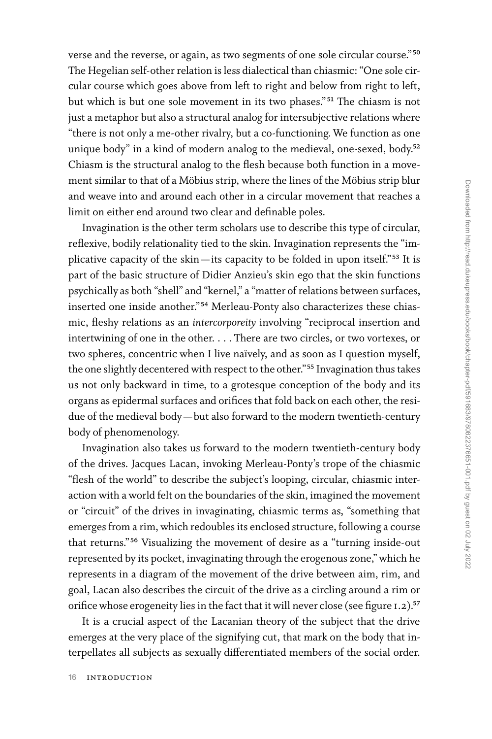verse and the reverse, or again, as two segments of one sole circular course."[50] The Hegelian self-other relation is less dialectical than chiasmic: "One sole circular course which goes above from left to right and below from right to left, but which is but one sole movement in its two phases."[51] The chiasm is not just a metaphor but also a structural analog for intersubjective relations where "there is not only a me-other rivalry, but a co-functioning. We function as one unique body" in a kind of modern analog to the medieval, one-sexed, body.[52] Chiasm is the structural analog to the flesh because both function in a movement similar to that of a Möbius strip, where the lines of the Möbius strip blur and weave into and around each other in a circular movement that reaches a limit on either end around two clear and definable poles.

Invagination is the other term scholars use to describe this type of circular, reflexive, bodily relationality tied to the skin. Invagination represents the "implicative capacity of the skin—its capacity to be folded in upon itself."[53] It is part of the basic structure of Didier Anzieu's skin ego that the skin functions psychically as both "shell" and "kernel," a "matter of relations between surfaces, inserted one inside another."[54] Merleau-Ponty also characterizes these chiasmic, fleshy relations as an *intercorporeity* involving "reciprocal insertion and intertwining of one in the other. . . . There are two circles, or two vortexes, or two spheres, concentric when I live naïvely, and as soon as I question myself, the one slightly decentered with respect to the other."[55] Invagination thus takes us not only backward in time, to a grotesque conception of the body and its organs as epidermal surfaces and orifices that fold back on each other, the residue of the medieval body—but also forward to the modern twentieth-century body of phenomenology.

Invagination also takes us forward to the modern twentieth-century body of the drives. Jacques Lacan, invoking Merleau-Ponty's trope of the chiasmic "flesh of the world" to describe the subject's looping, circular, chiasmic interaction with a world felt on the boundaries of the skin, imagined the movement or "circuit" of the drives in invaginating, chiasmic terms as, "something that emerges from a rim, which redoubles its enclosed structure, following a course that returns."[56] Visualizing the movement of desire as a "turning inside-out represented by its pocket, invaginating through the erogenous zone," which he represents in a diagram of the movement of the drive between aim, rim, and goal, Lacan also describes the circuit of the drive as a circling around a rim or orifice whose erogeneity lies in the fact that it will never close (see figure 1.2).[57]

It is a crucial aspect of the Lacanian theory of the subject that the drive emerges at the very place of the signifying cut, that mark on the body that interpellates all subjects as sexually differentiated members of the social order.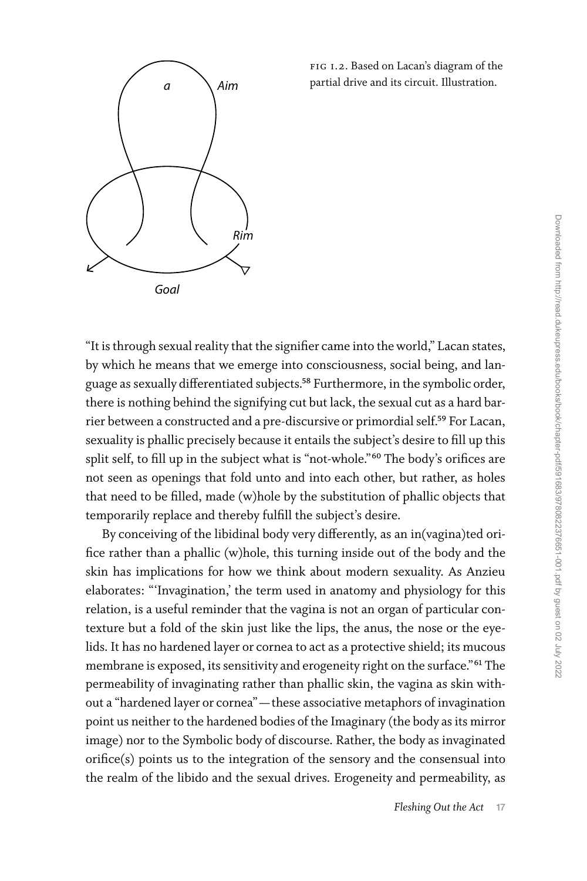a

Aim

Rim

Goal

FIG 1.2. Based on Lacan's diagram of the partial drive and its circuit. Illustration.

"It is through sexual reality that the signifier came into the world," Lacan states, by which he means that we emerge into consciousness, social being, and language as sexually differentiated subjects.[58] Furthermore, in the symbolic order, there is nothing behind the signifying cut but lack, the sexual cut as a hard barrier between a constructed and a pre-discursive or primordial self.[59] For Lacan, sexuality is phallic precisely because it entails the subject's desire to fill up this split self, to fill up in the subject what is "not-whole."[60] The body's orifices are not seen as openings that fold unto and into each other, but rather, as holes that need to be filled, made (w)hole by the substitution of phallic objects that temporarily replace and thereby fulfill the subject's desire.

By conceiving of the libidinal body very differently, as an in(vagina)ted orifice rather than a phallic (w)hole, this turning inside out of the body and the skin has implications for how we think about modern sexuality. As Anzieu elaborates: "'Invagination,' the term used in anatomy and physiology for this relation, is a useful reminder that the vagina is not an organ of particular contexture but a fold of the skin just like the lips, the anus, the nose or the eyelids. It has no hardened layer or cornea to act as a protective shield; its mucous membrane is exposed, its sensitivity and erogeneity right on the surface."[61] The permeability of invaginating rather than phallic skin, the vagina as skin without a "hardened layer or cornea"—these associative metaphors of invagination point us neither to the hardened bodies of the Imaginary (the body as its mirror image) nor to the Symbolic body of discourse. Rather, the body as invaginated orifice(s) points us to the integration of the sensory and the consensual into the realm of the libido and the sexual drives. Erogeneity and permeability, as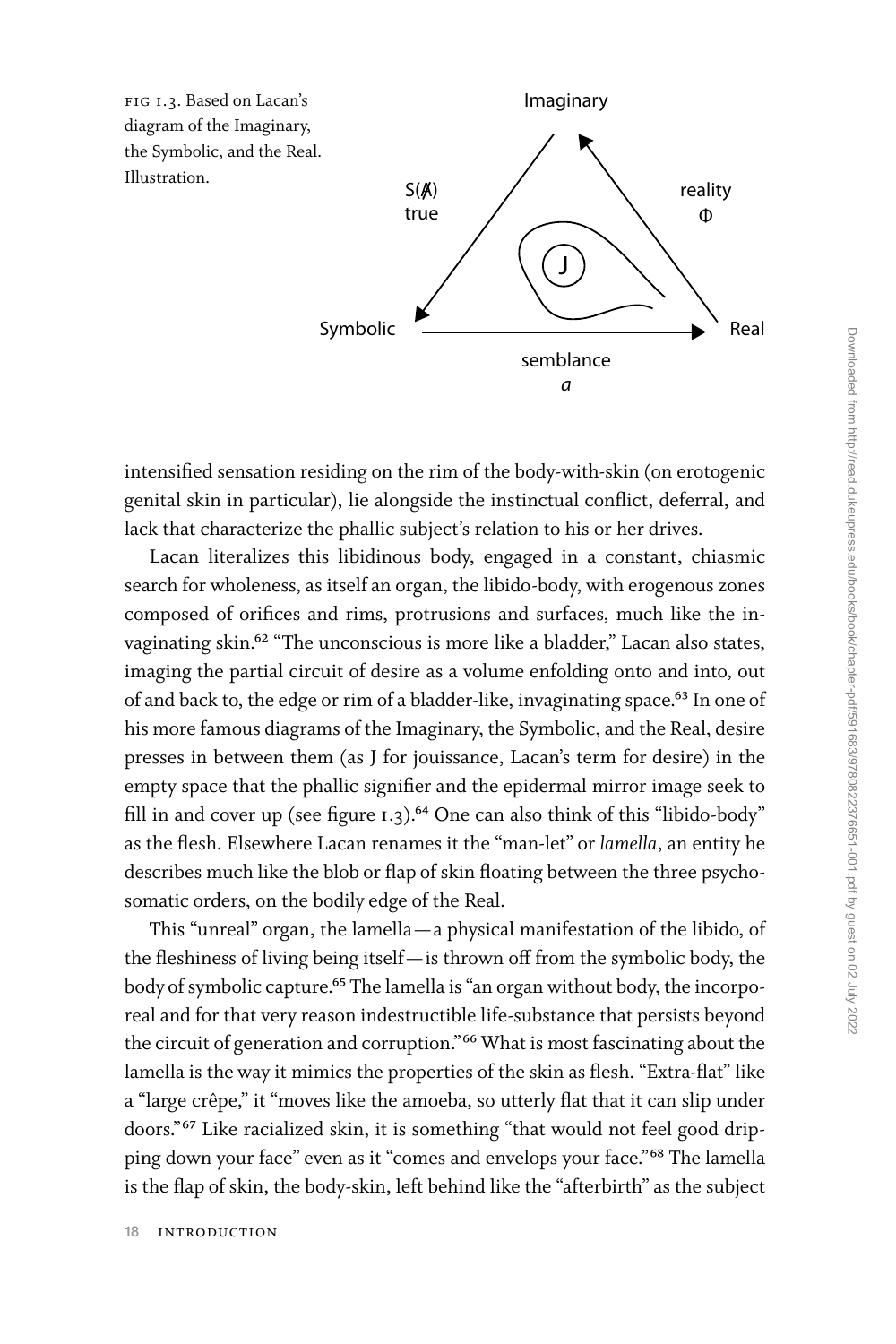FIG 1.3. Based on Lacan's diagram of the Imaginary, the Symbolic, and the Real. Illustration.

Imaginary

S(Ⱥ)
true

reality
Φ

J

Symbolic

Real

semblance
*a*

intensified sensation residing on the rim of the body-with-skin (on erotogenic genital skin in particular), lie alongside the instinctual conflict, deferral, and lack that characterize the phallic subject's relation to his or her drives.

Lacan literalizes this libidinous body, engaged in a constant, chiasmic search for wholeness, as itself an organ, the libido-body, with erogenous zones composed of orifices and rims, protrusions and surfaces, much like the invaginating skin.[62] "The unconscious is more like a bladder," Lacan also states, imaging the partial circuit of desire as a volume enfolding onto and into, out of and back to, the edge or rim of a bladder-like, invaginating space.[63] In one of his more famous diagrams of the Imaginary, the Symbolic, and the Real, desire presses in between them (as J for jouissance, Lacan's term for desire) in the empty space that the phallic signifier and the epidermal mirror image seek to fill in and cover up (see figure 1.3).[64] One can also think of this "libido-body" as the flesh. Elsewhere Lacan renames it the "man-let" or *lamella*, an entity he describes much like the blob or flap of skin floating between the three psychosomatic orders, on the bodily edge of the Real.

This "unreal" organ, the lamella—a physical manifestation of the libido, of the fleshiness of living being itself—is thrown off from the symbolic body, the body of symbolic capture.[65] The lamella is "an organ without body, the incorporeal and for that very reason indestructible life-substance that persists beyond the circuit of generation and corruption."[66] What is most fascinating about the lamella is the way it mimics the properties of the skin as flesh. "Extra-flat" like a "large crêpe," it "moves like the amoeba, so utterly flat that it can slip under doors."[67] Like racialized skin, it is something "that would not feel good dripping down your face" even as it "comes and envelops your face."[68] The lamella is the flap of skin, the body-skin, left behind like the "afterbirth" as the subject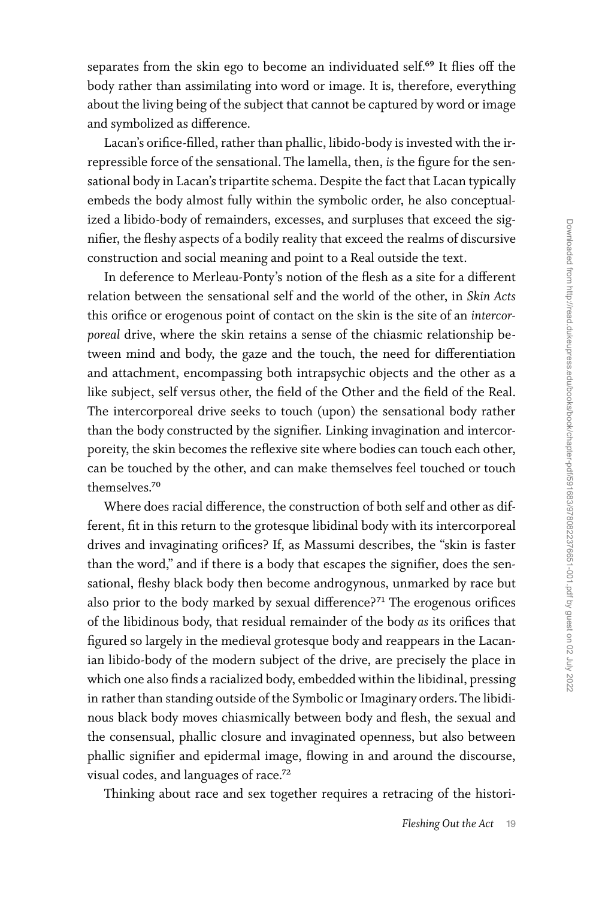separates from the skin ego to become an individuated self.[69] It flies off the body rather than assimilating into word or image. It is, therefore, everything about the living being of the subject that cannot be captured by word or image and symbolized as difference.

Lacan's orifice-filled, rather than phallic, libido-body is invested with the irrepressible force of the sensational. The lamella, then, *is* the figure for the sensational body in Lacan's tripartite schema. Despite the fact that Lacan typically embeds the body almost fully within the symbolic order, he also conceptualized a libido-body of remainders, excesses, and surpluses that exceed the signifier, the fleshy aspects of a bodily reality that exceed the realms of discursive construction and social meaning and point to a Real outside the text.

In deference to Merleau-Ponty's notion of the flesh as a site for a different relation between the sensational self and the world of the other, in *Skin Acts* this orifice or erogenous point of contact on the skin is the site of an *intercorporeal* drive, where the skin retains a sense of the chiasmic relationship between mind and body, the gaze and the touch, the need for differentiation and attachment, encompassing both intrapsychic objects and the other as a like subject, self versus other, the field of the Other and the field of the Real. The intercorporeal drive seeks to touch (upon) the sensational body rather than the body constructed by the signifier. Linking invagination and intercorporeity, the skin becomes the reflexive site where bodies can touch each other, can be touched by the other, and can make themselves feel touched or touch themselves.[70]

Where does racial difference, the construction of both self and other as different, fit in this return to the grotesque libidinal body with its intercorporeal drives and invaginating orifices? If, as Massumi describes, the "skin is faster than the word," and if there is a body that escapes the signifier, does the sensational, fleshy black body then become androgynous, unmarked by race but also prior to the body marked by sexual difference?[71] The erogenous orifices of the libidinous body, that residual remainder of the body *as* its orifices that figured so largely in the medieval grotesque body and reappears in the Lacanian libido-body of the modern subject of the drive, are precisely the place in which one also finds a racialized body, embedded within the libidinal, pressing in rather than standing outside of the Symbolic or Imaginary orders. The libidinous black body moves chiasmically between body and flesh, the sexual and the consensual, phallic closure and invaginated openness, but also between phallic signifier and epidermal image, flowing in and around the discourse, visual codes, and languages of race.[72]

Thinking about race and sex together requires a retracing of the histori-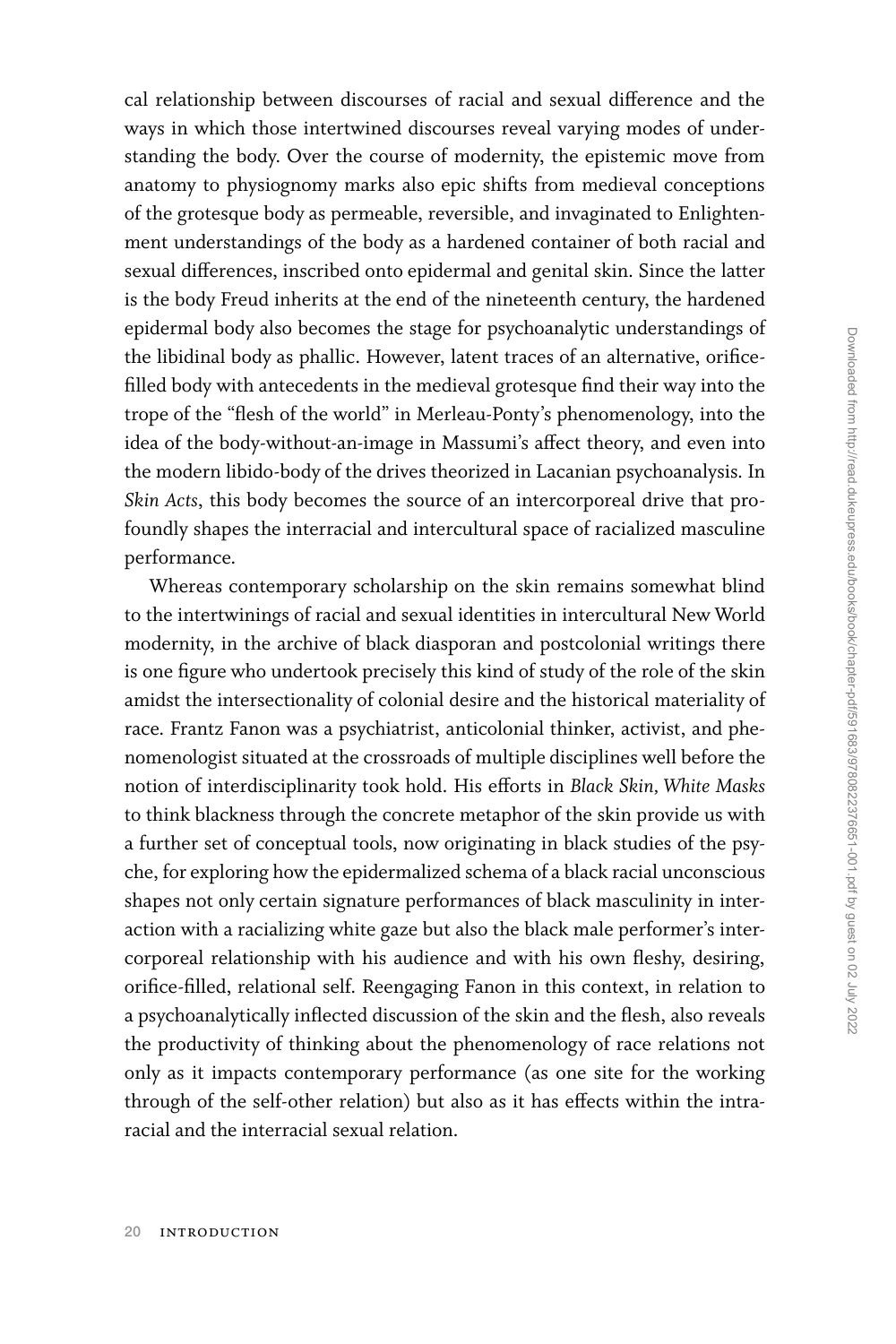cal relationship between discourses of racial and sexual difference and the ways in which those intertwined discourses reveal varying modes of understanding the body. Over the course of modernity, the epistemic move from anatomy to physiognomy marks also epic shifts from medieval conceptions of the grotesque body as permeable, reversible, and invaginated to Enlightenment understandings of the body as a hardened container of both racial and sexual differences, inscribed onto epidermal and genital skin. Since the latter is the body Freud inherits at the end of the nineteenth century, the hardened epidermal body also becomes the stage for psychoanalytic understandings of the libidinal body as phallic. However, latent traces of an alternative, orifice-filled body with antecedents in the medieval grotesque find their way into the trope of the "flesh of the world" in Merleau-Ponty's phenomenology, into the idea of the body-without-an-image in Massumi's affect theory, and even into the modern libido-body of the drives theorized in Lacanian psychoanalysis. In *Skin Acts*, this body becomes the source of an intercorporeal drive that profoundly shapes the interracial and intercultural space of racialized masculine performance.

Whereas contemporary scholarship on the skin remains somewhat blind to the intertwinings of racial and sexual identities in intercultural New World modernity, in the archive of black diasporan and postcolonial writings there is one figure who undertook precisely this kind of study of the role of the skin amidst the intersectionality of colonial desire and the historical materiality of race. Frantz Fanon was a psychiatrist, anticolonial thinker, activist, and phenomenologist situated at the crossroads of multiple disciplines well before the notion of interdisciplinarity took hold. His efforts in *Black Skin, White Masks* to think blackness through the concrete metaphor of the skin provide us with a further set of conceptual tools, now originating in black studies of the psyche, for exploring how the epidermalized schema of a black racial unconscious shapes not only certain signature performances of black masculinity in interaction with a racializing white gaze but also the black male performer's intercorporeal relationship with his audience and with his own fleshy, desiring, orifice-filled, relational self. Reengaging Fanon in this context, in relation to a psychoanalytically inflected discussion of the skin and the flesh, also reveals the productivity of thinking about the phenomenology of race relations not only as it impacts contemporary performance (as one site for the working through of the self-other relation) but also as it has effects within the intraracial and the interracial sexual relation.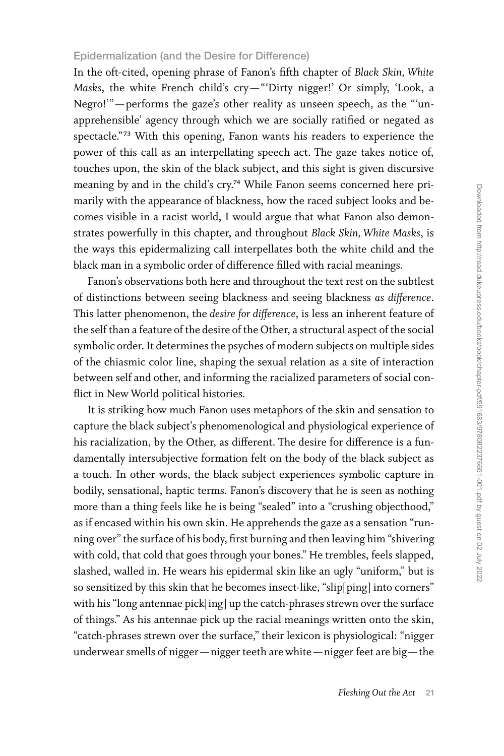### Epidermalization (and the Desire for Difference)

In the oft-cited, opening phrase of Fanon's fifth chapter of *Black Skin, White Masks*, the white French child's cry—"'Dirty nigger!' Or simply, 'Look, a Negro!'"—performs the gaze's other reality as unseen speech, as the "'unapprehensible' agency through which we are socially ratified or negated as spectacle."[73] With this opening, Fanon wants his readers to experience the power of this call as an interpellating speech act. The gaze takes notice of, touches upon, the skin of the black subject, and this sight is given discursive meaning by and in the child's cry.[74] While Fanon seems concerned here primarily with the appearance of blackness, how the raced subject looks and becomes visible in a racist world, I would argue that what Fanon also demonstrates powerfully in this chapter, and throughout *Black Skin, White Masks*, is the ways this epidermalizing call interpellates both the white child and the black man in a symbolic order of difference filled with racial meanings.

Fanon's observations both here and throughout the text rest on the subtlest of distinctions between seeing blackness and seeing blackness *as difference*. This latter phenomenon, the *desire for difference*, is less an inherent feature of the self than a feature of the desire of the Other, a structural aspect of the social symbolic order. It determines the psyches of modern subjects on multiple sides of the chiasmic color line, shaping the sexual relation as a site of interaction between self and other, and informing the racialized parameters of social conflict in New World political histories.

It is striking how much Fanon uses metaphors of the skin and sensation to capture the black subject's phenomenological and physiological experience of his racialization, by the Other, as different. The desire for difference is a fundamentally intersubjective formation felt on the body of the black subject as a touch. In other words, the black subject experiences symbolic capture in bodily, sensational, haptic terms. Fanon's discovery that he is seen as nothing more than a thing feels like he is being "sealed" into a "crushing objecthood," as if encased within his own skin. He apprehends the gaze as a sensation "running over" the surface of his body, first burning and then leaving him "shivering with cold, that cold that goes through your bones." He trembles, feels slapped, slashed, walled in. He wears his epidermal skin like an ugly "uniform," but is so sensitized by this skin that he becomes insect-like, "slip[ping] into corners" with his "long antennae pick[ing] up the catch-phrases strewn over the surface of things." As his antennae pick up the racial meanings written onto the skin, "catch-phrases strewn over the surface," their lexicon is physiological: "nigger underwear smells of nigger—nigger teeth are white—nigger feet are big—the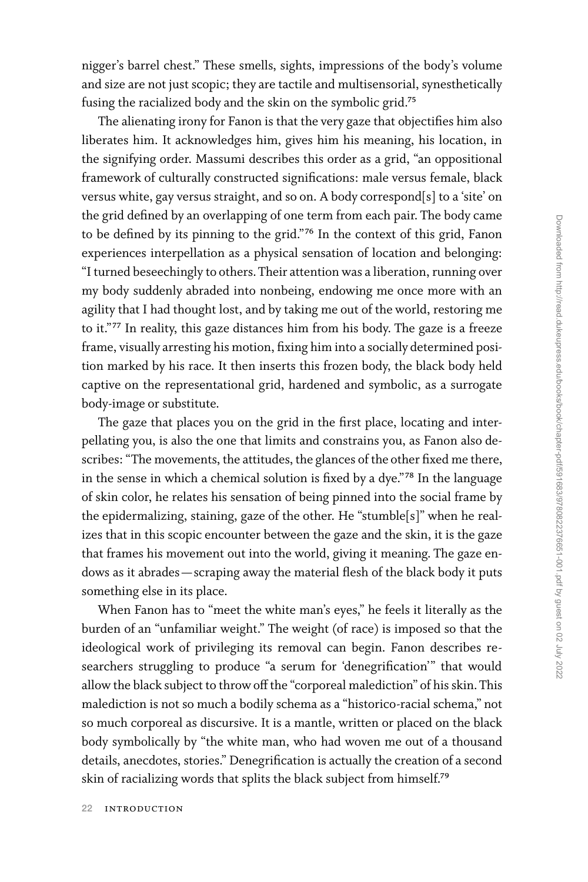nigger's barrel chest." These smells, sights, impressions of the body's volume and size are not just scopic; they are tactile and multisensorial, synesthetically fusing the racialized body and the skin on the symbolic grid.[75]

The alienating irony for Fanon is that the very gaze that objectifies him also liberates him. It acknowledges him, gives him his meaning, his location, in the signifying order. Massumi describes this order as a grid, "an oppositional framework of culturally constructed significations: male versus female, black versus white, gay versus straight, and so on. A body correspond[s] to a 'site' on the grid defined by an overlapping of one term from each pair. The body came to be defined by its pinning to the grid."[76] In the context of this grid, Fanon experiences interpellation as a physical sensation of location and belonging: "I turned beseechingly to others. Their attention was a liberation, running over my body suddenly abraded into nonbeing, endowing me once more with an agility that I had thought lost, and by taking me out of the world, restoring me to it."[77] In reality, this gaze distances him from his body. The gaze is a freeze frame, visually arresting his motion, fixing him into a socially determined position marked by his race. It then inserts this frozen body, the black body held captive on the representational grid, hardened and symbolic, as a surrogate body-image or substitute.

The gaze that places you on the grid in the first place, locating and interpellating you, is also the one that limits and constrains you, as Fanon also describes: "The movements, the attitudes, the glances of the other fixed me there, in the sense in which a chemical solution is fixed by a dye."[78] In the language of skin color, he relates his sensation of being pinned into the social frame by the epidermalizing, staining, gaze of the other. He "stumble[s]" when he realizes that in this scopic encounter between the gaze and the skin, it is the gaze that frames his movement out into the world, giving it meaning. The gaze endows as it abrades—scraping away the material flesh of the black body it puts something else in its place.

When Fanon has to "meet the white man's eyes," he feels it literally as the burden of an "unfamiliar weight." The weight (of race) is imposed so that the ideological work of privileging its removal can begin. Fanon describes researchers struggling to produce "a serum for 'denegrification'" that would allow the black subject to throw off the "corporeal malediction" of his skin. This malediction is not so much a bodily schema as a "historico-racial schema," not so much corporeal as discursive. It is a mantle, written or placed on the black body symbolically by "the white man, who had woven me out of a thousand details, anecdotes, stories." Denegrification is actually the creation of a second skin of racializing words that splits the black subject from himself.[79]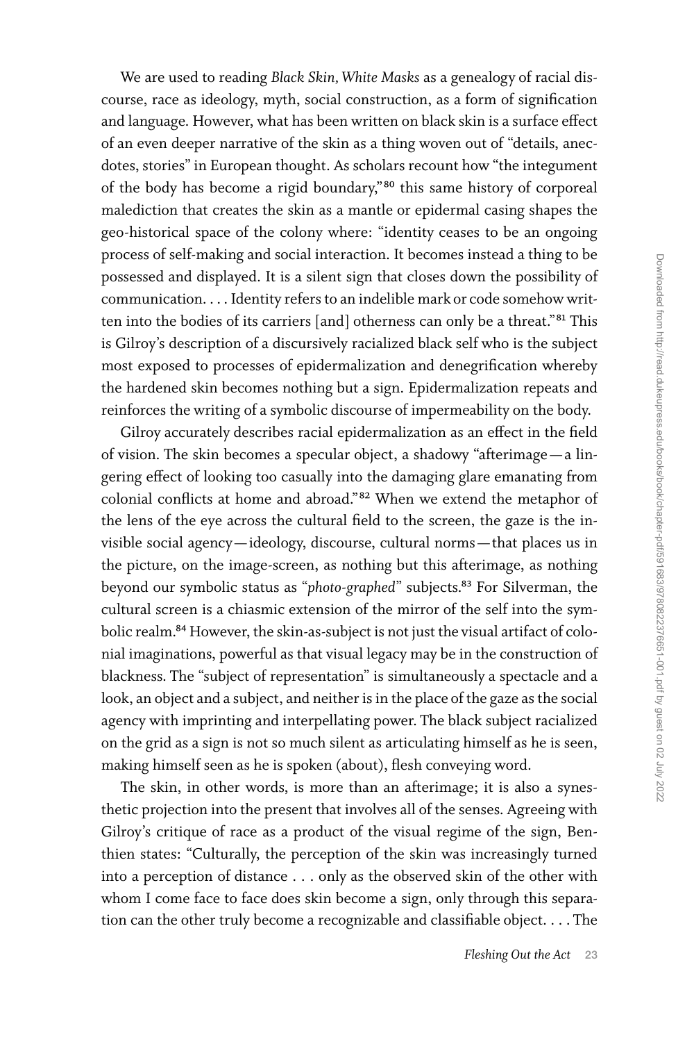We are used to reading *Black Skin, White Masks* as a genealogy of racial discourse, race as ideology, myth, social construction, as a form of signification and language. However, what has been written on black skin is a surface effect of an even deeper narrative of the skin as a thing woven out of "details, anecdotes, stories" in European thought. As scholars recount how "the integument of the body has become a rigid boundary,"[80] this same history of corporeal malediction that creates the skin as a mantle or epidermal casing shapes the geo-historical space of the colony where: "identity ceases to be an ongoing process of self-making and social interaction. It becomes instead a thing to be possessed and displayed. It is a silent sign that closes down the possibility of communication. . . . Identity refers to an indelible mark or code somehow written into the bodies of its carriers [and] otherness can only be a threat."[81] This is Gilroy's description of a discursively racialized black self who is the subject most exposed to processes of epidermalization and denegrification whereby the hardened skin becomes nothing but a sign. Epidermalization repeats and reinforces the writing of a symbolic discourse of impermeability on the body.

Gilroy accurately describes racial epidermalization as an effect in the field of vision. The skin becomes a specular object, a shadowy "afterimage—a lingering effect of looking too casually into the damaging glare emanating from colonial conflicts at home and abroad."[82] When we extend the metaphor of the lens of the eye across the cultural field to the screen, the gaze is the invisible social agency—ideology, discourse, cultural norms—that places us in the picture, on the image-screen, as nothing but this afterimage, as nothing beyond our symbolic status as "*photo-graphed*" subjects.[83] For Silverman, the cultural screen is a chiasmic extension of the mirror of the self into the symbolic realm.[84] However, the skin-as-subject is not just the visual artifact of colonial imaginations, powerful as that visual legacy may be in the construction of blackness. The "subject of representation" is simultaneously a spectacle and a look, an object and a subject, and neither is in the place of the gaze as the social agency with imprinting and interpellating power. The black subject racialized on the grid as a sign is not so much silent as articulating himself as he is seen, making himself seen as he is spoken (about), flesh conveying word.

The skin, in other words, is more than an afterimage; it is also a synesthetic projection into the present that involves all of the senses. Agreeing with Gilroy's critique of race as a product of the visual regime of the sign, Benthien states: "Culturally, the perception of the skin was increasingly turned into a perception of distance . . . only as the observed skin of the other with whom I come face to face does skin become a sign, only through this separation can the other truly become a recognizable and classifiable object. . . . The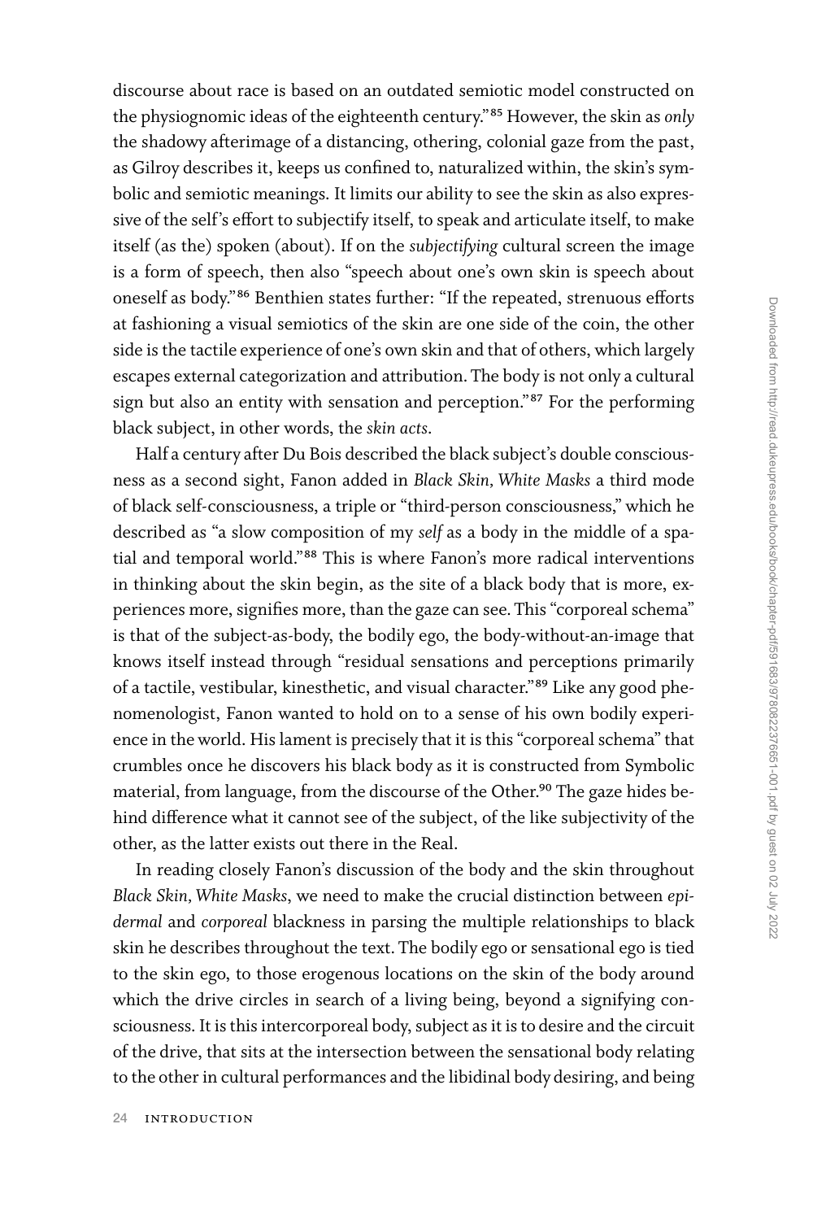discourse about race is based on an outdated semiotic model constructed on the physiognomic ideas of the eighteenth century."[85] However, the skin as *only* the shadowy afterimage of a distancing, othering, colonial gaze from the past, as Gilroy describes it, keeps us confined to, naturalized within, the skin's symbolic and semiotic meanings. It limits our ability to see the skin as also expressive of the self's effort to subjectify itself, to speak and articulate itself, to make itself (as the) spoken (about). If on the *subjectifying* cultural screen the image is a form of speech, then also "speech about one's own skin is speech about oneself as body."[86] Benthien states further: "If the repeated, strenuous efforts at fashioning a visual semiotics of the skin are one side of the coin, the other side is the tactile experience of one's own skin and that of others, which largely escapes external categorization and attribution. The body is not only a cultural sign but also an entity with sensation and perception."[87] For the performing black subject, in other words, the *skin acts*.

Half a century after Du Bois described the black subject's double consciousness as a second sight, Fanon added in *Black Skin, White Masks* a third mode of black self-consciousness, a triple or "third-person consciousness," which he described as "a slow composition of my *self* as a body in the middle of a spatial and temporal world."[88] This is where Fanon's more radical interventions in thinking about the skin begin, as the site of a black body that is more, experiences more, signifies more, than the gaze can see. This "corporeal schema" is that of the subject-as-body, the bodily ego, the body-without-an-image that knows itself instead through "residual sensations and perceptions primarily of a tactile, vestibular, kinesthetic, and visual character."[89] Like any good phenomenologist, Fanon wanted to hold on to a sense of his own bodily experience in the world. His lament is precisely that it is this "corporeal schema" that crumbles once he discovers his black body as it is constructed from Symbolic material, from language, from the discourse of the Other.[90] The gaze hides behind difference what it cannot see of the subject, of the like subjectivity of the other, as the latter exists out there in the Real.

In reading closely Fanon's discussion of the body and the skin throughout *Black Skin, White Masks*, we need to make the crucial distinction between *epidermal* and *corporeal* blackness in parsing the multiple relationships to black skin he describes throughout the text. The bodily ego or sensational ego is tied to the skin ego, to those erogenous locations on the skin of the body around which the drive circles in search of a living being, beyond a signifying consciousness. It is this intercorporeal body, subject as it is to desire and the circuit of the drive, that sits at the intersection between the sensational body relating to the other in cultural performances and the libidinal body desiring, and being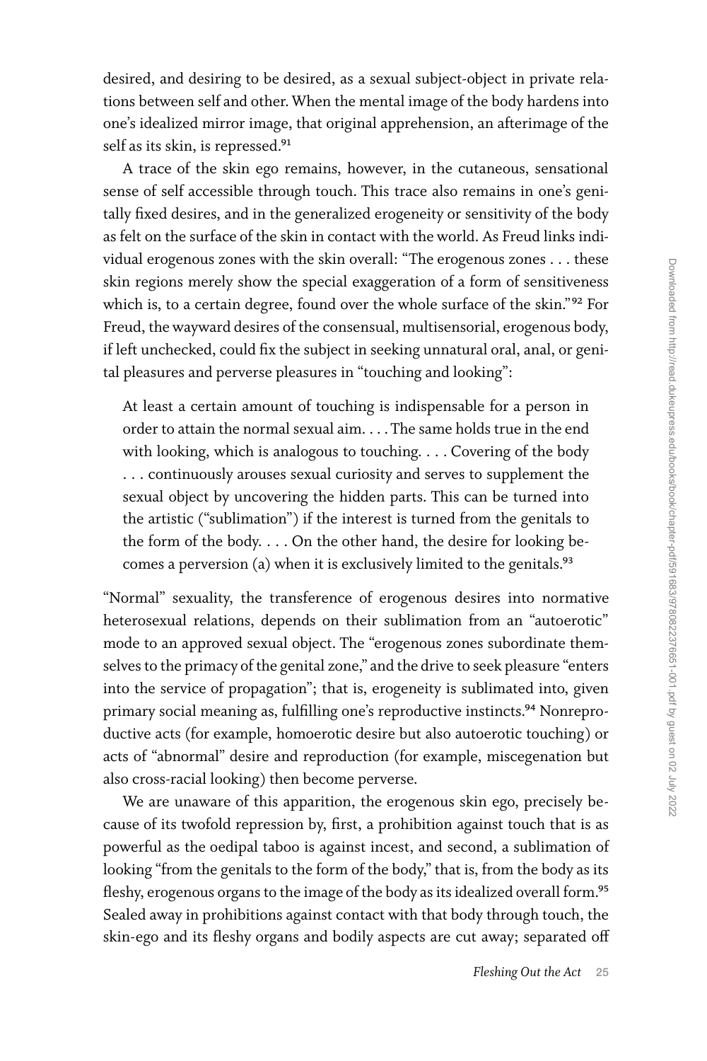desired, and desiring to be desired, as a sexual subject-object in private relations between self and other. When the mental image of the body hardens into one's idealized mirror image, that original apprehension, an afterimage of the self as its skin, is repressed.[91]

A trace of the skin ego remains, however, in the cutaneous, sensational sense of self accessible through touch. This trace also remains in one's genitally fixed desires, and in the generalized erogeneity or sensitivity of the body as felt on the surface of the skin in contact with the world. As Freud links individual erogenous zones with the skin overall: "The erogenous zones . . . these skin regions merely show the special exaggeration of a form of sensitiveness which is, to a certain degree, found over the whole surface of the skin."[92] For Freud, the wayward desires of the consensual, multisensorial, erogenous body, if left unchecked, could fix the subject in seeking unnatural oral, anal, or genital pleasures and perverse pleasures in "touching and looking":

> At least a certain amount of touching is indispensable for a person in order to attain the normal sexual aim. . . . The same holds true in the end with looking, which is analogous to touching. . . . Covering of the body . . . continuously arouses sexual curiosity and serves to supplement the sexual object by uncovering the hidden parts. This can be turned into the artistic ("sublimation") if the interest is turned from the genitals to the form of the body. . . . On the other hand, the desire for looking becomes a perversion (a) when it is exclusively limited to the genitals.[93]

"Normal" sexuality, the transference of erogenous desires into normative heterosexual relations, depends on their sublimation from an "autoerotic" mode to an approved sexual object. The "erogenous zones subordinate themselves to the primacy of the genital zone," and the drive to seek pleasure "enters into the service of propagation"; that is, erogeneity is sublimated into, given primary social meaning as, fulfilling one's reproductive instincts.[94] Nonreproductive acts (for example, homoerotic desire but also autoerotic touching) or acts of "abnormal" desire and reproduction (for example, miscegenation but also cross-racial looking) then become perverse.

We are unaware of this apparition, the erogenous skin ego, precisely because of its twofold repression by, first, a prohibition against touch that is as powerful as the oedipal taboo is against incest, and second, a sublimation of looking "from the genitals to the form of the body," that is, from the body as its fleshy, erogenous organs to the image of the body as its idealized overall form.[95] Sealed away in prohibitions against contact with that body through touch, the skin-ego and its fleshy organs and bodily aspects are cut away; separated off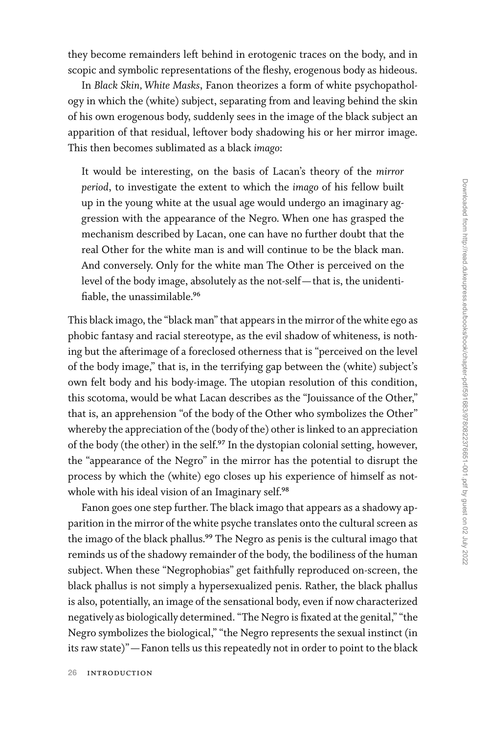they become remainders left behind in erotogenic traces on the body, and in scopic and symbolic representations of the fleshy, erogenous body as hideous.

In *Black Skin, White Masks*, Fanon theorizes a form of white psychopathology in which the (white) subject, separating from and leaving behind the skin of his own erogenous body, suddenly sees in the image of the black subject an apparition of that residual, leftover body shadowing his or her mirror image. This then becomes sublimated as a black *imago*:

> It would be interesting, on the basis of Lacan's theory of the *mirror period*, to investigate the extent to which the *imago* of his fellow built up in the young white at the usual age would undergo an imaginary aggression with the appearance of the Negro. When one has grasped the mechanism described by Lacan, one can have no further doubt that the real Other for the white man is and will continue to be the black man. And conversely. Only for the white man The Other is perceived on the level of the body image, absolutely as the not-self—that is, the unidentifiable, the unassimilable.[96]

This black imago, the "black man" that appears in the mirror of the white ego as phobic fantasy and racial stereotype, as the evil shadow of whiteness, is nothing but the afterimage of a foreclosed otherness that is "perceived on the level of the body image," that is, in the terrifying gap between the (white) subject's own felt body and his body-image. The utopian resolution of this condition, this scotoma, would be what Lacan describes as the "Jouissance of the Other," that is, an apprehension "of the body of the Other who symbolizes the Other" whereby the appreciation of the (body of the) other is linked to an appreciation of the body (the other) in the self.[97] In the dystopian colonial setting, however, the "appearance of the Negro" in the mirror has the potential to disrupt the process by which the (white) ego closes up his experience of himself as not-whole with his ideal vision of an Imaginary self.[98]

Fanon goes one step further. The black imago that appears as a shadowy apparition in the mirror of the white psyche translates onto the cultural screen as the imago of the black phallus.[99] The Negro as penis is the cultural imago that reminds us of the shadowy remainder of the body, the bodiliness of the human subject. When these "Negrophobias" get faithfully reproduced on-screen, the black phallus is not simply a hypersexualized penis. Rather, the black phallus is also, potentially, an image of the sensational body, even if now characterized negatively as biologically determined. "The Negro is fixated at the genital," "the Negro symbolizes the biological," "the Negro represents the sexual instinct (in its raw state)"—Fanon tells us this repeatedly not in order to point to the black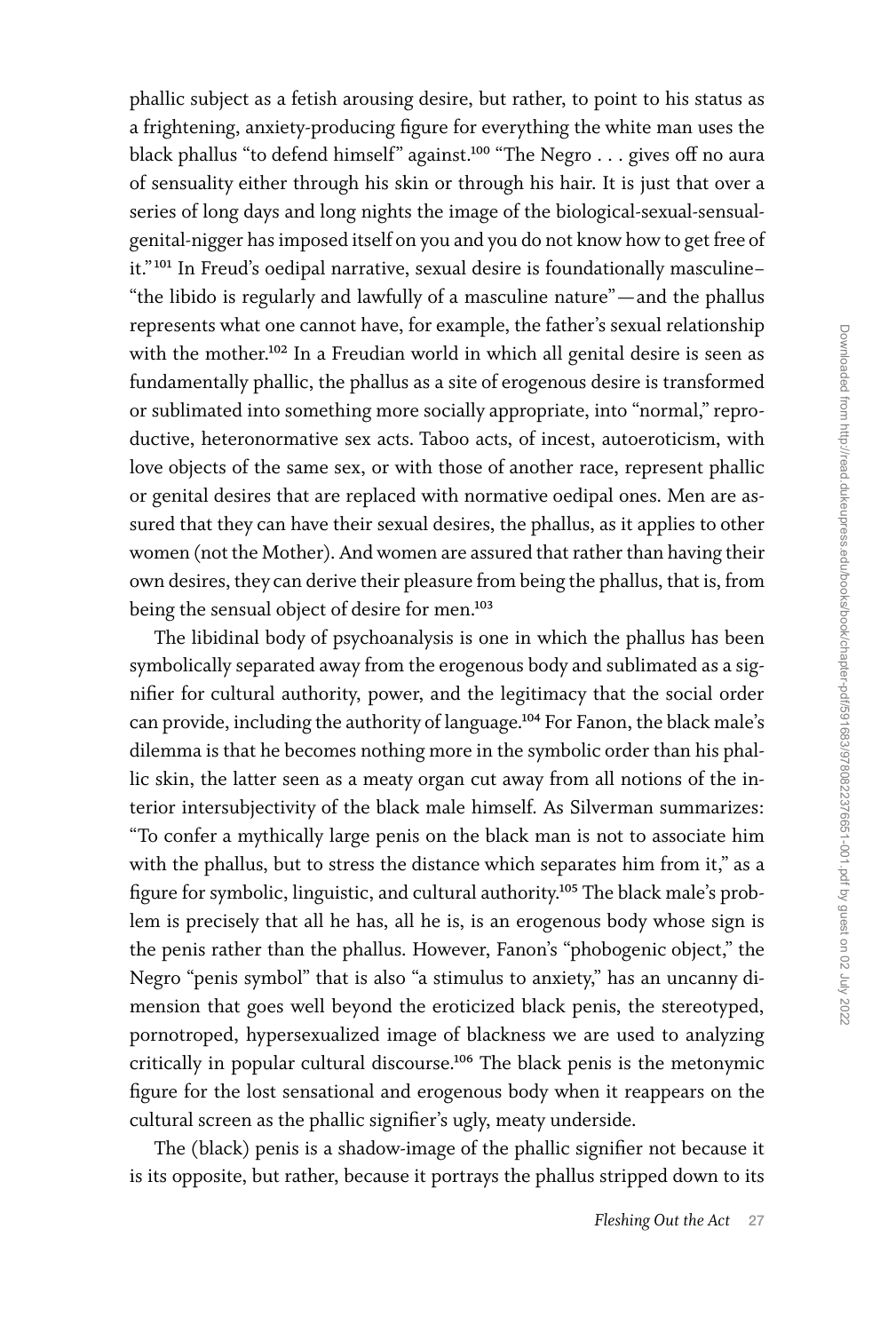phallic subject as a fetish arousing desire, but rather, to point to his status as a frightening, anxiety-producing figure for everything the white man uses the black phallus "to defend himself" against.[100] "The Negro . . . gives off no aura of sensuality either through his skin or through his hair. It is just that over a series of long days and long nights the image of the biological-sexual-sensual-genital-nigger has imposed itself on you and you do not know how to get free of it."[101] In Freud's oedipal narrative, sexual desire is foundationally masculine–"the libido is regularly and lawfully of a masculine nature"—and the phallus represents what one cannot have, for example, the father's sexual relationship with the mother.[102] In a Freudian world in which all genital desire is seen as fundamentally phallic, the phallus as a site of erogenous desire is transformed or sublimated into something more socially appropriate, into "normal," reproductive, heteronormative sex acts. Taboo acts, of incest, autoeroticism, with love objects of the same sex, or with those of another race, represent phallic or genital desires that are replaced with normative oedipal ones. Men are assured that they can have their sexual desires, the phallus, as it applies to other women (not the Mother). And women are assured that rather than having their own desires, they can derive their pleasure from being the phallus, that is, from being the sensual object of desire for men.[103]

The libidinal body of psychoanalysis is one in which the phallus has been symbolically separated away from the erogenous body and sublimated as a signifier for cultural authority, power, and the legitimacy that the social order can provide, including the authority of language.[104] For Fanon, the black male's dilemma is that he becomes nothing more in the symbolic order than his phallic skin, the latter seen as a meaty organ cut away from all notions of the interior intersubjectivity of the black male himself. As Silverman summarizes: "To confer a mythically large penis on the black man is not to associate him with the phallus, but to stress the distance which separates him from it," as a figure for symbolic, linguistic, and cultural authority.[105] The black male's problem is precisely that all he has, all he is, is an erogenous body whose sign is the penis rather than the phallus. However, Fanon's "phobogenic object," the Negro "penis symbol" that is also "a stimulus to anxiety," has an uncanny dimension that goes well beyond the eroticized black penis, the stereotyped, pornotroped, hypersexualized image of blackness we are used to analyzing critically in popular cultural discourse.[106] The black penis is the metonymic figure for the lost sensational and erogenous body when it reappears on the cultural screen as the phallic signifier's ugly, meaty underside.

The (black) penis is a shadow-image of the phallic signifier not because it is its opposite, but rather, because it portrays the phallus stripped down to its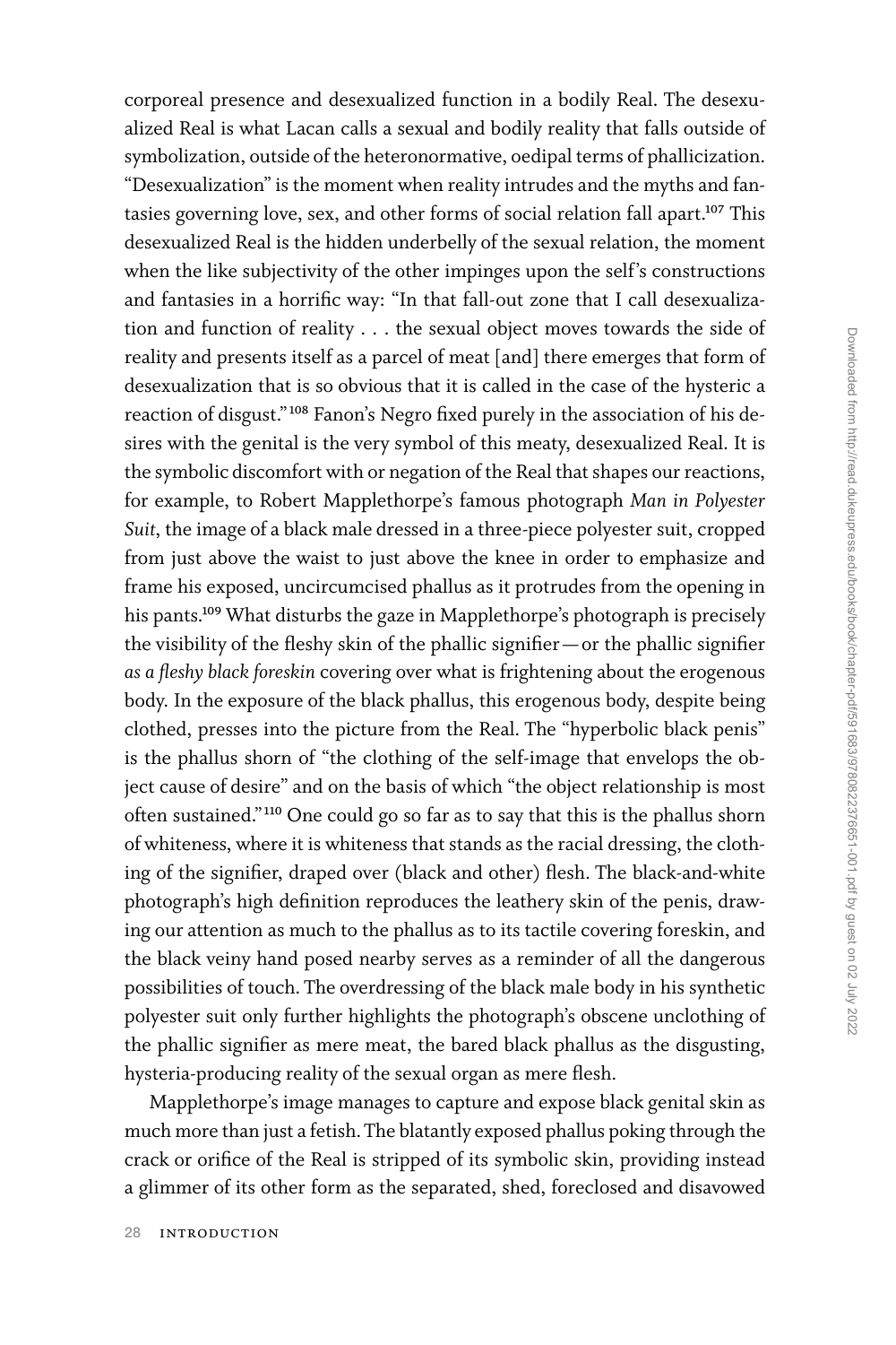corporeal presence and desexualized function in a bodily Real. The desexualized Real is what Lacan calls a sexual and bodily reality that falls outside of symbolization, outside of the heteronormative, oedipal terms of phallicization. "Desexualization" is the moment when reality intrudes and the myths and fantasies governing love, sex, and other forms of social relation fall apart.[107] This desexualized Real is the hidden underbelly of the sexual relation, the moment when the like subjectivity of the other impinges upon the self's constructions and fantasies in a horrific way: "In that fall-out zone that I call desexualization and function of reality . . . the sexual object moves towards the side of reality and presents itself as a parcel of meat [and] there emerges that form of desexualization that is so obvious that it is called in the case of the hysteric a reaction of disgust."[108] Fanon's Negro fixed purely in the association of his desires with the genital is the very symbol of this meaty, desexualized Real. It is the symbolic discomfort with or negation of the Real that shapes our reactions, for example, to Robert Mapplethorpe's famous photograph *Man in Polyester Suit*, the image of a black male dressed in a three-piece polyester suit, cropped from just above the waist to just above the knee in order to emphasize and frame his exposed, uncircumcised phallus as it protrudes from the opening in his pants.[109] What disturbs the gaze in Mapplethorpe's photograph is precisely the visibility of the fleshy skin of the phallic signifier—or the phallic signifier *as a fleshy black foreskin* covering over what is frightening about the erogenous body. In the exposure of the black phallus, this erogenous body, despite being clothed, presses into the picture from the Real. The "hyperbolic black penis" is the phallus shorn of "the clothing of the self-image that envelops the object cause of desire" and on the basis of which "the object relationship is most often sustained."[110] One could go so far as to say that this is the phallus shorn of whiteness, where it is whiteness that stands as the racial dressing, the clothing of the signifier, draped over (black and other) flesh. The black-and-white photograph's high definition reproduces the leathery skin of the penis, drawing our attention as much to the phallus as to its tactile covering foreskin, and the black veiny hand posed nearby serves as a reminder of all the dangerous possibilities of touch. The overdressing of the black male body in his synthetic polyester suit only further highlights the photograph's obscene unclothing of the phallic signifier as mere meat, the bared black phallus as the disgusting, hysteria-producing reality of the sexual organ as mere flesh.

Mapplethorpe's image manages to capture and expose black genital skin as much more than just a fetish. The blatantly exposed phallus poking through the crack or orifice of the Real is stripped of its symbolic skin, providing instead a glimmer of its other form as the separated, shed, foreclosed and disavowed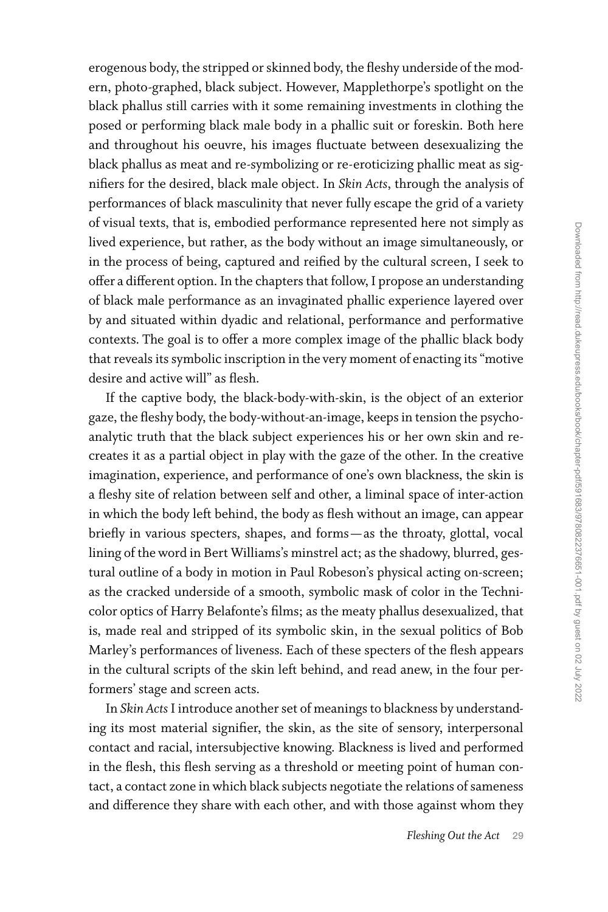erogenous body, the stripped or skinned body, the fleshy underside of the modern, photo-graphed, black subject. However, Mapplethorpe's spotlight on the black phallus still carries with it some remaining investments in clothing the posed or performing black male body in a phallic suit or foreskin. Both here and throughout his oeuvre, his images fluctuate between desexualizing the black phallus as meat and re-symbolizing or re-eroticizing phallic meat as signifiers for the desired, black male object. In *Skin Acts*, through the analysis of performances of black masculinity that never fully escape the grid of a variety of visual texts, that is, embodied performance represented here not simply as lived experience, but rather, as the body without an image simultaneously, or in the process of being, captured and reified by the cultural screen, I seek to offer a different option. In the chapters that follow, I propose an understanding of black male performance as an invaginated phallic experience layered over by and situated within dyadic and relational, performance and performative contexts. The goal is to offer a more complex image of the phallic black body that reveals its symbolic inscription in the very moment of enacting its "motive desire and active will" as flesh.

If the captive body, the black-body-with-skin, is the object of an exterior gaze, the fleshy body, the body-without-an-image, keeps in tension the psychoanalytic truth that the black subject experiences his or her own skin and recreates it as a partial object in play with the gaze of the other. In the creative imagination, experience, and performance of one's own blackness, the skin is a fleshy site of relation between self and other, a liminal space of inter-action in which the body left behind, the body as flesh without an image, can appear briefly in various specters, shapes, and forms—as the throaty, glottal, vocal lining of the word in Bert Williams's minstrel act; as the shadowy, blurred, gestural outline of a body in motion in Paul Robeson's physical acting on-screen; as the cracked underside of a smooth, symbolic mask of color in the Technicolor optics of Harry Belafonte's films; as the meaty phallus desexualized, that is, made real and stripped of its symbolic skin, in the sexual politics of Bob Marley's performances of liveness. Each of these specters of the flesh appears in the cultural scripts of the skin left behind, and read anew, in the four performers' stage and screen acts.

In *Skin Acts* I introduce another set of meanings to blackness by understanding its most material signifier, the skin, as the site of sensory, interpersonal contact and racial, intersubjective knowing. Blackness is lived and performed in the flesh, this flesh serving as a threshold or meeting point of human contact, a contact zone in which black subjects negotiate the relations of sameness and difference they share with each other, and with those against whom they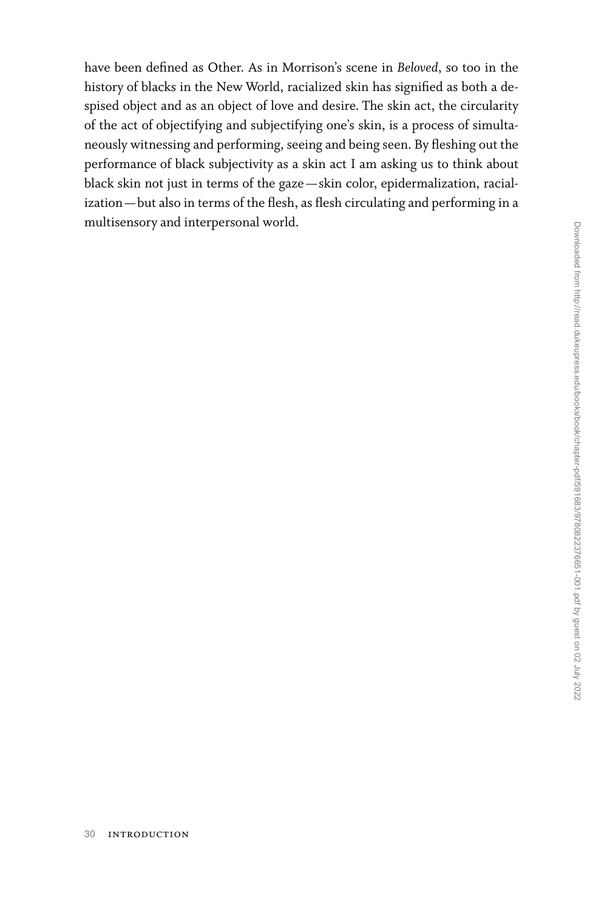have been defined as Other. As in Morrison's scene in *Beloved*, so too in the history of blacks in the New World, racialized skin has signified as both a despised object and as an object of love and desire. The skin act, the circularity of the act of objectifying and subjectifying one's skin, is a process of simultaneously witnessing and performing, seeing and being seen. By fleshing out the performance of black subjectivity as a skin act I am asking us to think about black skin not just in terms of the gaze—skin color, epidermalization, racialization—but also in terms of the flesh, as flesh circulating and performing in a multisensory and interpersonal world.